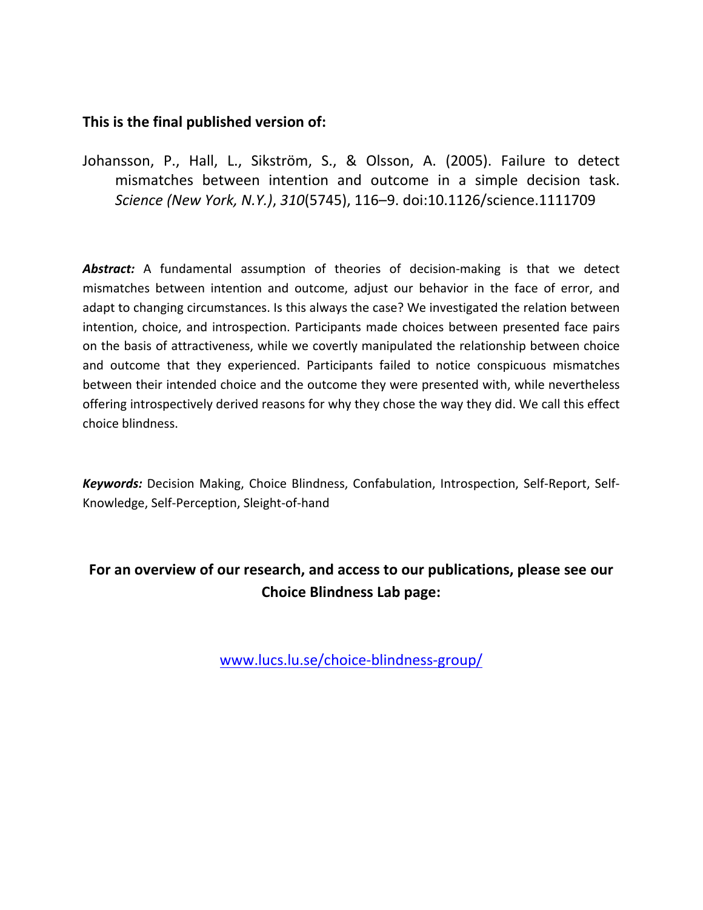**This is the final published version of:**

Johansson, P., Hall, L., Sikström, S., & Olsson, A. (2005). Failure to detect mismatches between intention and outcome in a simple decision task. *Science (New York, N.Y.)*, *310*(5745), 116–9. doi:10.1126/science.1111709

***Abstract:*** A fundamental assumption of theories of decision-making is that we detect mismatches between intention and outcome, adjust our behavior in the face of error, and adapt to changing circumstances. Is this always the case? We investigated the relation between intention, choice, and introspection. Participants made choices between presented face pairs on the basis of attractiveness, while we covertly manipulated the relationship between choice and outcome that they experienced. Participants failed to notice conspicuous mismatches between their intended choice and the outcome they were presented with, while nevertheless offering introspectively derived reasons for why they chose the way they did. We call this effect choice blindness.

***Keywords:*** Decision Making, Choice Blindness, Confabulation, Introspection, Self-Report, Self-Knowledge, Self-Perception, Sleight-of-hand

**For an overview of our research, and access to our publications, please see our Choice Blindness Lab page:**

[www.lucs.lu.se/choice-blindness-group/](http://www.lucs.lu.se/choice-blindness-group/)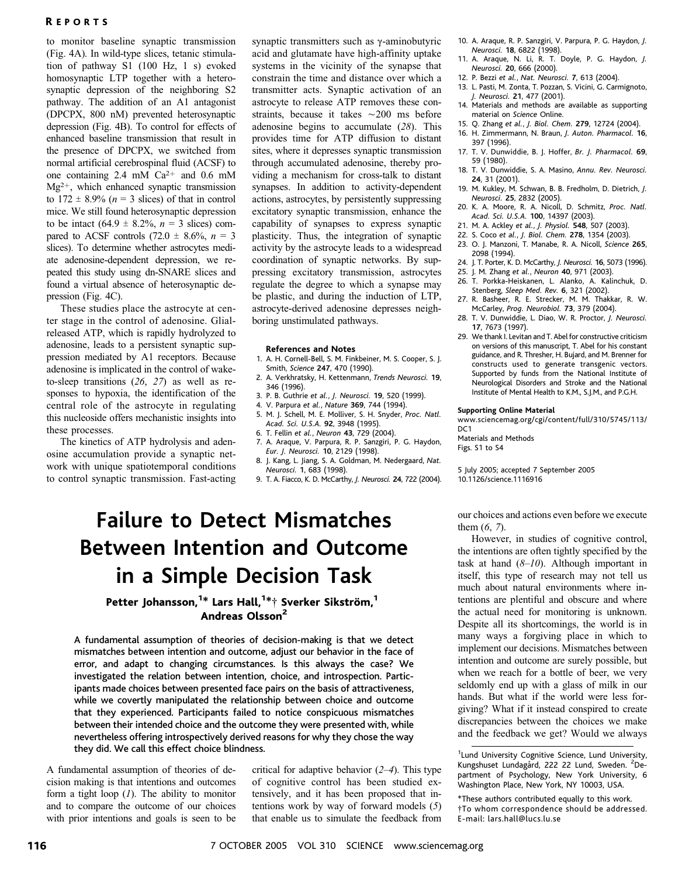to monitor baseline synaptic transmission (Fig. 4A). In wild-type slices, tetanic stimulation of pathway S1 (100 Hz, 1 s) evoked homosynaptic LTP together with a heterosynaptic depression of the neighboring S2 pathway. The addition of an A1 antagonist (DPCPX, 800 nM) prevented heterosynaptic depression (Fig. 4B). To control for effects of enhanced baseline transmission that result in the presence of DPCPX, we switched from normal artificial cerebrospinal fluid (ACSF) to one containing 2.4 mM $Ca^{2+}$ and 0.6 mM $Mg^{2+}$, which enhanced synaptic transmission to 172 ± 8.9% ($n = 3$ slices) of that in control mice. We still found heterosynaptic depression to be intact (64.9 ± 8.2%, $n = 3$ slices) compared to ACSF controls (72.0 ± 8.6%, $n = 3$ slices). To determine whether astrocytes mediate adenosine-dependent depression, we repeated this study using dn-SNARE slices and found a virtual absence of heterosynaptic depression (Fig. 4C).

These studies place the astrocyte at center stage in the control of adenosine. Glial-released ATP, which is rapidly hydrolyzed to adenosine, leads to a persistent synaptic suppression mediated by A1 receptors. Because adenosine is implicated in the control of wake-to-sleep transitions (*26*, *27*) as well as responses to hypoxia, the identification of the central role of the astrocyte in regulating this nucleoside offers mechanistic insights into these processes.

The kinetics of ATP hydrolysis and adenosine accumulation provide a synaptic network with unique spatiotemporal conditions to control synaptic transmission. Fast-acting synaptic transmitters such as γ-aminobutyric acid and glutamate have high-affinity uptake systems in the vicinity of the synapse that constrain the time and distance over which a transmitter acts. Synaptic activation of an astrocyte to release ATP removes these constraints, because it takes ~200 ms before adenosine begins to accumulate (*28*). This provides time for ATP diffusion to distant sites, where it depresses synaptic transmission through accumulated adenosine, thereby providing a mechanism for cross-talk to distant synapses. In addition to activity-dependent actions, astrocytes, by persistently suppressing excitatory synaptic transmission, enhance the capability of synapses to express synaptic plasticity. Thus, the integration of synaptic activity by the astrocyte leads to a widespread coordination of synaptic networks. By suppressing excitatory transmission, astrocytes regulate the degree to which a synapse may be plastic, and during the induction of LTP, astrocyte-derived adenosine depresses neighboring unstimulated pathways.

**References and Notes**

1. A. H. Cornell-Bell, S. M. Finkbeiner, M. S. Cooper, S. J. Smith, *Science* **247**, 470 (1990).
2. A. Verkhratsky, H. Kettenmann, *Trends Neurosci.* **19**, 346 (1996).
3. P. B. Guthrie *et al.*, *J. Neurosci.* **19**, 520 (1999).
4. V. Parpura *et al.*, *Nature* **369**, 744 (1994).
5. M. J. Schell, M. E. Molliver, S. H. Snyder, *Proc. Natl. Acad. Sci. U.S.A.* **92**, 3948 (1995).
6. T. Fellin *et al.*, *Neuron* **43**, 729 (2004).
7. A. Araque, V. Parpura, R. P. Sanzgiri, P. G. Haydon, *Eur. J. Neurosci.* **10**, 2129 (1998).
8. J. Kang, L. Jiang, S. A. Goldman, M. Nedergaard, *Nat. Neurosci.* **1**, 683 (1998).
9. T. A. Fiacco, K. D. McCarthy, *J. Neurosci.* **24**, 722 (2004).
10. A. Araque, R. P. Sanzgiri, V. Parpura, P. G. Haydon, *J. Neurosci.* **18**, 6822 (1998).
11. A. Araque, N. Li, R. T. Doyle, P. G. Haydon, *J. Neurosci.* **20**, 666 (2000).
12. P. Bezzi *et al.*, *Nat. Neurosci.* **7**, 613 (2004).
13. L. Pasti, M. Zonta, T. Pozzan, S. Vicini, G. Carmignoto, *J. Neurosci.* **21**, 477 (2001).
14. Materials and methods are available as supporting material on *Science* Online.
15. Q. Zhang *et al.*, *J. Biol. Chem.* **279**, 12724 (2004).
16. H. Zimmermann, N. Braun, *J. Auton. Pharmacol.* **16**, 397 (1996).
17. T. V. Dunwiddie, B. J. Hoffer, *Br. J. Pharmacol.* **69**, 59 (1980).
18. T. V. Dunwiddie, S. A. Masino, *Annu. Rev. Neurosci.* **24**, 31 (2001).
19. M. Kukley, M. Schwan, B. B. Fredholm, D. Dietrich, *J. Neurosci.* **25**, 2832 (2005).
20. K. A. Moore, R. A. Nicoll, D. Schmitz, *Proc. Natl. Acad. Sci. U.S.A.* **100**, 14397 (2003).
21. M. A. Ackley *et al.*, *J. Physiol.* **548**, 507 (2003).
22. S. Coco *et al.*, *J. Biol. Chem.* **278**, 1354 (2003).
23. O. J. Manzoni, T. Manabe, R. A. Nicoll, *Science* **265**, 2098 (1994).
24. J. T. Porter, K. D. McCarthy, *J. Neurosci.* **16**, 5073 (1996).
25. J. M. Zhang *et al.*, *Neuron* **40**, 971 (2003).
26. T. Porkka-Heiskanen, L. Alanko, A. Kalinchuk, D. Stenberg, *Sleep Med. Rev.* **6**, 321 (2002).
27. R. Basheer, R. E. Strecker, M. M. Thakkar, R. W. McCarley, *Prog. Neurobiol.* **73**, 379 (2004).
28. T. V. Dunwiddie, L. Diao, W. R. Proctor, *J. Neurosci.* **17**, 7673 (1997).
29. We thank I. Levitan and T. Abel for constructive criticism on versions of this manuscript, T. Abel for his constant guidance, and R. Thresher, H. Bujard, and M. Brenner for constructs used to generate transgenic vectors. Supported by funds from the National Institute of Neurological Disorders and Stroke and the National Institute of Mental Health to K.M., S.J.M., and P.G.H.

**Supporting Online Material**

www.sciencemag.org/cgi/content/full/310/5745/113/DC1
Materials and Methods
Figs. S1 to S4

5 July 2005; accepted 7 September 2005
10.1126/science.1116916

# Failure to Detect Mismatches Between Intention and Outcome in a Simple Decision Task

**Petter Johansson,[1]* Lars Hall,[1]*† Sverker Sikström,[1] Andreas Olsson[2]**

**A fundamental assumption of theories of decision-making is that we detect mismatches between intention and outcome, adjust our behavior in the face of error, and adapt to changing circumstances. Is this always the case? We investigated the relation between intention, choice, and introspection. Participants made choices between presented face pairs on the basis of attractiveness, while we covertly manipulated the relationship between choice and outcome that they experienced. Participants failed to notice conspicuous mismatches between their intended choice and the outcome they were presented with, while nevertheless offering introspectively derived reasons for why they chose the way they did. We call this effect choice blindness.**

A fundamental assumption of theories of decision making is that intentions and outcomes form a tight loop (*1*). The ability to monitor and to compare the outcome of our choices with prior intentions and goals is seen to be critical for adaptive behavior (*2*–*4*). This type of cognitive control has been studied extensively, and it has been proposed that intentions work by way of forward models (*5*) that enable us to simulate the feedback from our choices and actions even before we execute them (*6*, *7*).

However, in studies of cognitive control, the intentions are often tightly specified by the task at hand (*8*–*10*). Although important in itself, this type of research may not tell us much about natural environments where intentions are plentiful and obscure and where the actual need for monitoring is unknown. Despite all its shortcomings, the world is in many ways a forgiving place in which to implement our decisions. Mismatches between intention and outcome are surely possible, but when we reach for a bottle of beer, we very seldomly end up with a glass of milk in our hands. But what if the world were less forgiving? What if it instead conspired to create discrepancies between the choices we make and the feedback we get? Would we always

[1]Lund University Cognitive Science, Lund University, Kungshuset Lundagård, 222 22 Lund, Sweden. [2]Department of Psychology, New York University, 6 Washington Place, New York, NY 10003, USA.

*These authors contributed equally to this work.
†To whom correspondence should be addressed. E-mail: lars.hall@lucs.lu.se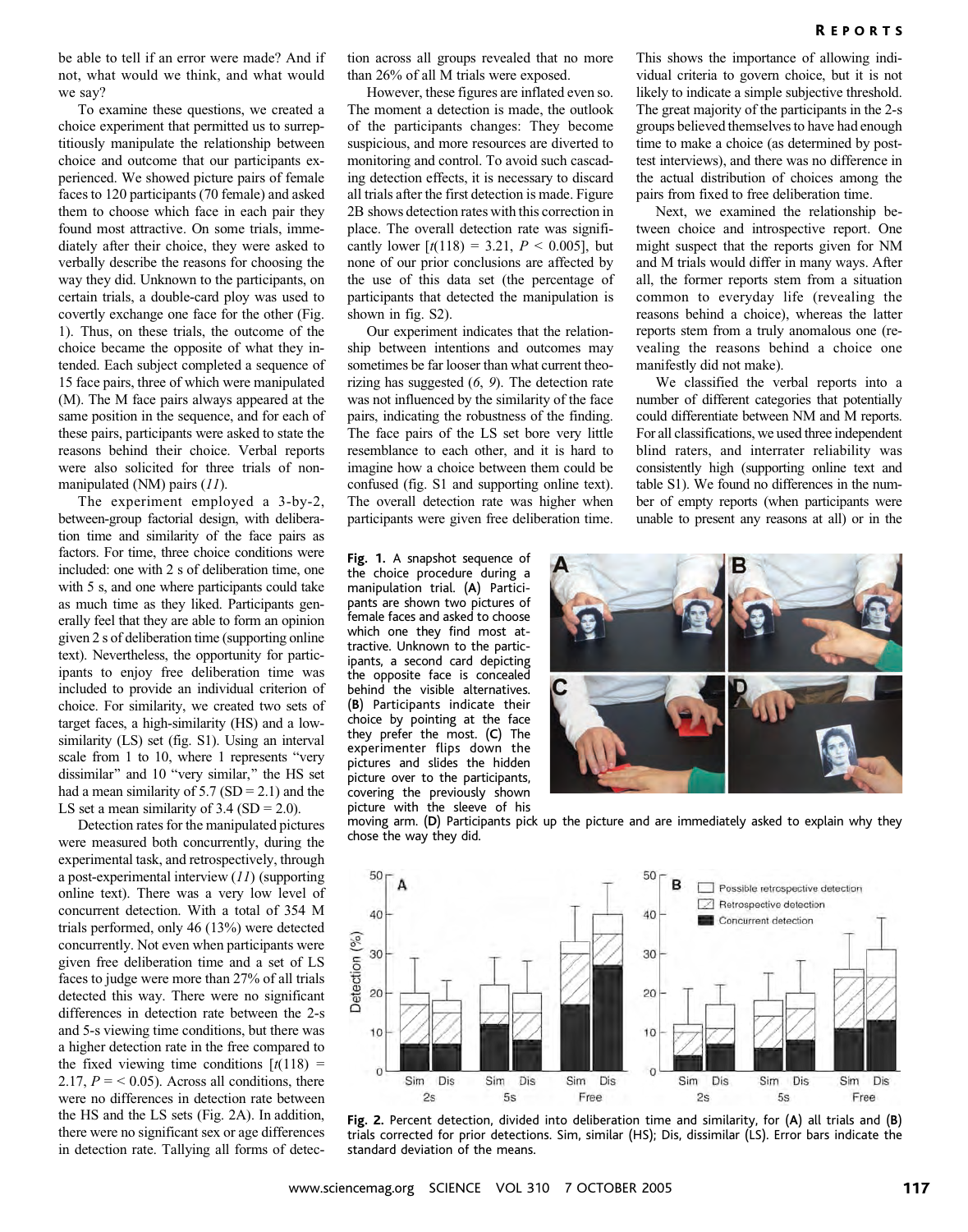be able to tell if an error were made? And if not, what would we think, and what would we say?

To examine these questions, we created a choice experiment that permitted us to surreptitiously manipulate the relationship between choice and outcome that our participants experienced. We showed picture pairs of female faces to 120 participants (70 female) and asked them to choose which face in each pair they found most attractive. On some trials, immediately after their choice, they were asked to verbally describe the reasons for choosing the way they did. Unknown to the participants, on certain trials, a double-card ploy was used to covertly exchange one face for the other (Fig. 1). Thus, on these trials, the outcome of the choice became the opposite of what they intended. Each subject completed a sequence of 15 face pairs, three of which were manipulated (M). The M face pairs always appeared at the same position in the sequence, and for each of these pairs, participants were asked to state the reasons behind their choice. Verbal reports were also solicited for three trials of nonmanipulated (NM) pairs (*11*).

The experiment employed a 3-by-2, between-group factorial design, with deliberation time and similarity of the face pairs as factors. For time, three choice conditions were included: one with 2 s of deliberation time, one with 5 s, and one where participants could take as much time as they liked. Participants generally feel that they are able to form an opinion given 2 s of deliberation time (supporting online text). Nevertheless, the opportunity for participants to enjoy free deliberation time was included to provide an individual criterion of choice. For similarity, we created two sets of target faces, a high-similarity (HS) and a low-similarity (LS) set (fig. S1). Using an interval scale from 1 to 10, where 1 represents "very dissimilar" and 10 "very similar," the HS set had a mean similarity of 5.7 (SD = 2.1) and the LS set a mean similarity of 3.4 (SD = 2.0).

Detection rates for the manipulated pictures were measured both concurrently, during the experimental task, and retrospectively, through a post-experimental interview (*11*) (supporting online text). There was a very low level of concurrent detection. With a total of 354 M trials performed, only 46 (13%) were detected concurrently. Not even when participants were given free deliberation time and a set of LS faces to judge were more than 27% of all trials detected this way. There were no significant differences in detection rate between the 2-s and 5-s viewing time conditions, but there was a higher detection rate in the free compared to the fixed viewing time conditions [$t(118) = 2.17$, $P = < 0.05$). Across all conditions, there were no differences in detection rate between the HS and the LS sets (Fig. 2A). In addition, there were no significant sex or age differences in detection rate. Tallying all forms of detection across all groups revealed that no more than 26% of all M trials were exposed.

However, these figures are inflated even so. The moment a detection is made, the outlook of the participants changes: They become suspicious, and more resources are diverted to monitoring and control. To avoid such cascading detection effects, it is necessary to discard all trials after the first detection is made. Figure 2B shows detection rates with this correction in place. The overall detection rate was significantly lower [$t(118) = 3.21$, $P < 0.005$], but none of our prior conclusions are affected by the use of this data set (the percentage of participants that detected the manipulation is shown in fig. S2).

Our experiment indicates that the relationship between intentions and outcome may sometimes be far looser than what current theorizing has suggested (*6*, *9*). The detection rate was not influenced by the similarity of the face pairs, indicating the robustness of the finding. The face pairs of the LS set bore very little resemblance to each other, and it is hard to imagine how a choice between them could be confused (fig. S1 and supporting online text). The overall detection rate was higher when participants were given free deliberation time. This shows the importance of allowing individual criteria to govern choice, but it is not likely to indicate a simple subjective threshold. The great majority of the participants in the 2-s groups believed themselves to have had enough time to make a choice (as determined by post-test interviews), and there was no difference in the actual distribution of choices among the pairs from fixed to free deliberation time.

Next, we examined the relationship between choice and introspective report. One might suspect that the reports given for NM and M trials would differ in many ways. After all, the former reports stem from a situation common to everyday life (revealing the reasons behind a choice), whereas the latter reports stem from a truly anomalous one (revealing the reasons behind a choice one manifestly did not make).

We classified the verbal reports into a number of different categories that potentially could differentiate between NM and M reports. For all classifications, we used three independent blind raters, and interrater reliability was consistently high (supporting online text and table S1). We found no differences in the number of empty reports (when participants were unable to present any reasons at all) or in the

A B C D

**Fig. 1.** A snapshot sequence of the choice procedure during a manipulation trial. (**A**) Participants are shown two pictures of female faces and asked to choose which one they find most attractive. Unknown to the participants, a second card depicting the opposite face is concealed behind the visible alternatives. (**B**) Participants indicate their choice by pointing at the face they prefer the most. (**C**) The experimenter flips down the pictures and slides the hidden picture over to the participants, covering the previously shown picture with the sleeve of his moving arm. (**D**) Participants pick up the picture and are immediately asked to explain why they chose the way they did.

A
B
Detection (%)
50
40
30
20
10
0
Possible retrospective detection
Retrospective detection
Concurrent detection
Sim Dis Sim Dis Sim Dis
2s 5s Free

**Fig. 2.** Percent detection, divided into deliberation time and similarity, for (**A**) all trials and (**B**) trials corrected for prior detections. Sim, similar (HS); Dis, dissimilar (LS). Error bars indicate the standard deviation of the means.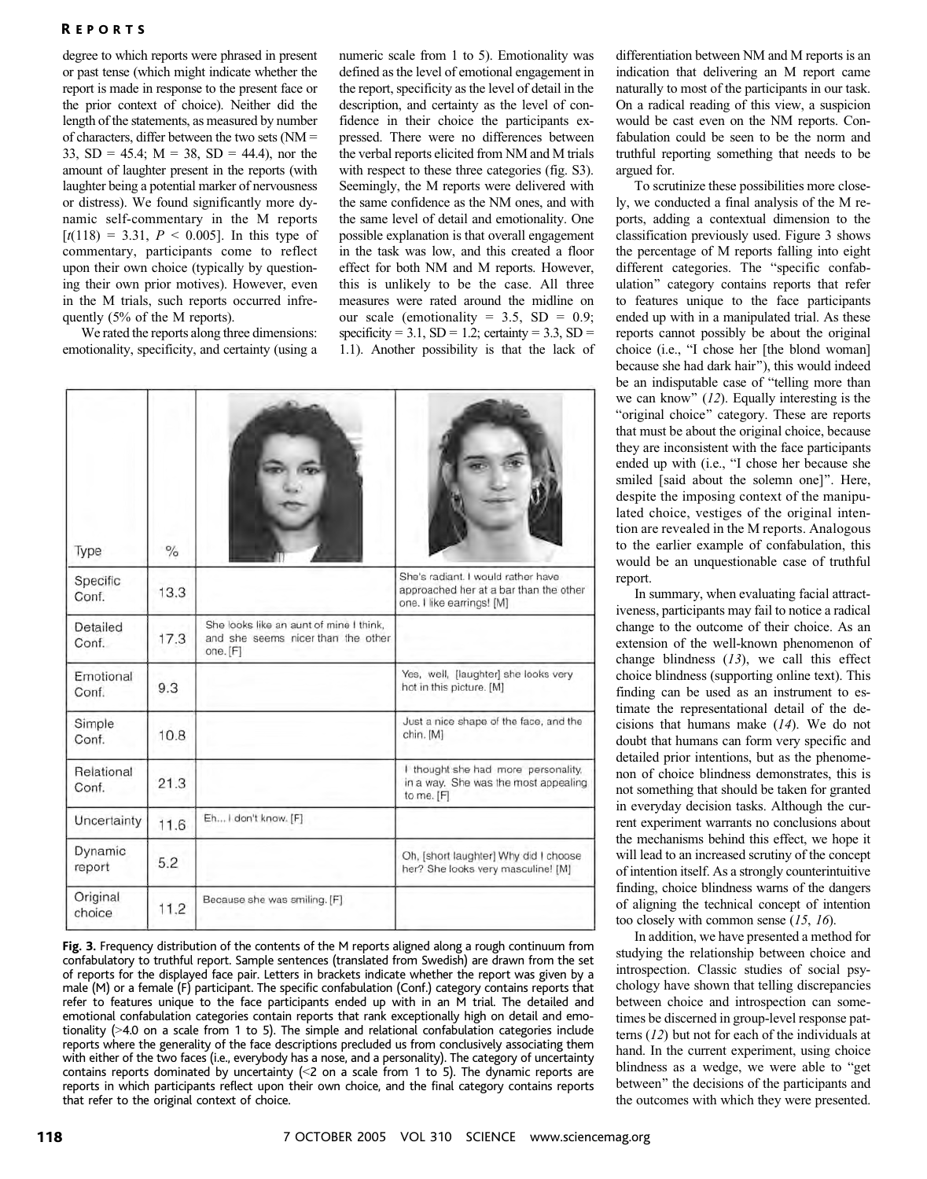degree to which reports were phrased in present or past tense (which might indicate whether the report is made in response to the present face or the prior context of choice). Neither did the length of the statements, as measured by number of characters, differ between the two sets (NM = 33, SD = 45.4; M = 38, SD = 44.4), nor the amount of laughter present in the reports (with laughter being a potential marker of nervousness or distress). We found significantly more dynamic self-commentary in the M reports [$t(118) = 3.31$, $P < 0.005$]. In this type of commentary, participants come to reflect upon their own choice (typically by questioning their own prior motives). However, even in the M trials, such reports occurred infrequently (5% of the M reports).

We rated the reports along three dimensions: emotionality, specificity, and certainty (using a numeric scale from 1 to 5). Emotionality was defined as the level of emotional engagement in the report, specificity as the level of detail in the description, and certainty as the level of confidence in their choice the participants expressed. There were no differences between the verbal reports elicited from NM and M trials with respect to these three categories (fig. S3). Seemingly, the M reports were delivered with the same confidence as the NM ones, and with the same level of detail and emotionality. One possible explanation is that overall engagement in the task was low, and this created a floor effect for both NM and M reports. However, this is unlikely to be the case. All three measures were rated around the midline on our scale (emotionality = 3.5, SD = 0.9; specificity = 3.1, SD = 1.2; certainty = 3.3, SD = 1.1). Another possibility is that the lack of differentiation between NM and M reports is an indication that delivering an M report came naturally to most of the participants in our task. On a radical reading of this view, a suspicion would be cast even on the NM reports. Confabulation could be seen to be the norm and truthful reporting something that needs to be argued for.

To scrutinize these possibilities more closely, we conducted a final analysis of the M reports, adding a contextual dimension to the classification previously used. Figure 3 shows the percentage of M reports falling into eight different categories. The "specific confabulation" category contains reports that refer to features unique to the face participants ended up with in a manipulated trial. As these reports cannot possibly be about the original choice (i.e., "I chose her [the blond woman] because she had dark hair"), this would indeed be an indisputable case of "telling more than we can know" (*12*). Equally interesting is the "original choice" category. These are reports that must be about the original choice, because they are inconsistent with the face participants ended up with (i.e., "I chose her because she smiled [said about the solemn one]". Here, despite the imposing context of the manipulated choice, vestiges of the original intention are revealed in the M reports. Analogous to the earlier example of confabulation, this would be an unquestionable case of truthful report.

| Type | % | (left face) | (right face) |
|---|---|---|---|
| Specific Conf. | 13.3 | | She's radiant. I would rather have approached her at a bar than the other one. I like earrings! [M] |
| Detailed Conf. | 17.3 | She looks like an aunt of mine I think, and she seems nicer than the other one. [F] | |
| Emotional Conf. | 9.3 | | Yes, well, [laughter] she looks very hot in this picture. [M] |
| Simple Conf. | 10.8 | | Just a nice shape of the face, and the chin. [M] |
| Relational Conf. | 21.3 | | I thought she had more personality, in a way. She was the most appealing to me. [F] |
| Uncertainty | 11.6 | Eh... I don't know. [F] | |
| Dynamic report | 5.2 | | Oh, [short laughter] Why did I choose her? She looks very masculine! [M] |
| Original choice | 11.2 | Because she was smiling. [F] | |

**Fig. 3.** Frequency distribution of the contents of the M reports aligned along a rough continuum from confabulatory to truthful report. Sample sentences (translated from Swedish) are drawn from the set of reports for the displayed face pair. Letters in brackets indicate whether the report was given by a male (M) or a female (F) participant. The specific confabulation (Conf.) category contains reports that refer to features unique to the face participants ended up with in an M trial. The detailed and emotional confabulation categories contain reports that rank exceptionally high on detail and emotionality (>4.0 on a scale from 1 to 5). The simple and relational confabulation categories include reports where the generality of the face descriptions precluded us from conclusively associating them with either of the two faces (i.e., everybody has a nose, and a personality). The category of uncertainty contains reports dominated by uncertainty (<2 on a scale from 1 to 5). The dynamic reports are reports in which participants reflect upon their own choice, and the final category contains reports that refer to the original context of choice.

In summary, when evaluating facial attractiveness, participants may fail to notice a radical change to the outcome of their choice. As an extension of the well-known phenomenon of change blindness (*13*), we call this effect choice blindness (supporting online text). This finding can be used as an instrument to estimate the representational detail of the decisions that humans make (*14*). We do not doubt that humans can form very specific and detailed prior intentions, but as the phenomenon of choice blindness demonstrates, this is not something that should be taken for granted in everyday decision tasks. Although the current experiment warrants no conclusions about the mechanisms behind this effect, we hope it will lead to an increased scrutiny of the concept of intention itself. As a strongly counterintuitive finding, choice blindness warns of the dangers of aligning the technical concept of intention too closely with common sense (*15*, *16*).

In addition, we have presented a method for studying the relationship between choice and introspection. Classic studies of social psychology have shown that telling discrepancies between choice and introspection can sometimes be discerned in group-level response patterns (*12*) but not for each of the individuals at hand. In the current experiment, using choice blindness as a wedge, we were able to "get between" the decisions of the participants and the outcomes with which they were presented.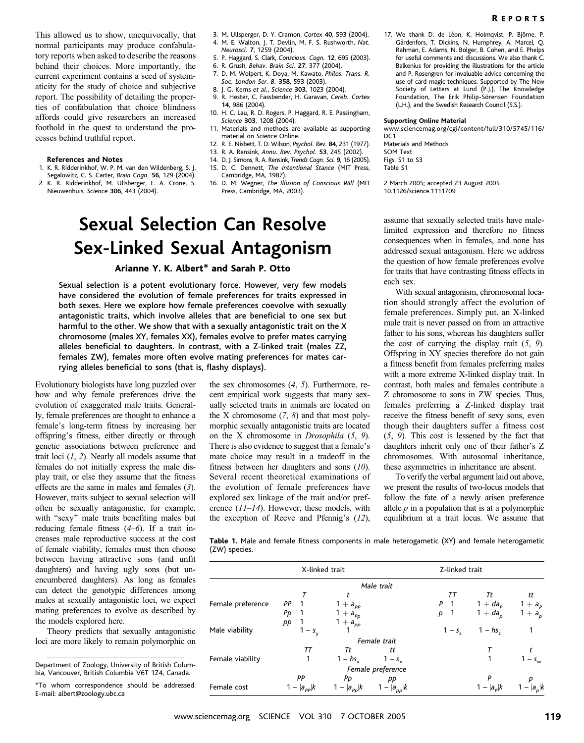This allowed us to show, unequivocally, that normal participants may produce confabulatory reports when asked to describe the reasons behind their choices. More importantly, the current experiment contains a seed of systematicity for the study of choice and subjective report. The possibility of detailing the properties of confabulation that choice blindness affords could give researchers an increased foothold in the quest to understand the processes behind truthful report.

**References and Notes**

1. K. R. Ridderinkhof, W. P. M. van den Wildenberg, S. J. Segalowitz, C. S. Carter, *Brain Cogn.* **56**, 129 (2004).
2. K. R. Ridderinkhof, M. Ullsberger, E. A. Crone, S. Nieuwenhuis, *Science* **306**, 443 (2004).
3. M. Ullsperger, D. Y. Cramon, *Cortex* **40**, 593 (2004).
4. M. E. Walton, J. T. Devlin, M. F. S. Rushworth, *Nat. Neurosci.* **7**, 1259 (2004).
5. P. Haggard, S. Clark, *Conscious. Cogn.* **12**, 695 (2003).
6. R. Grush, *Behav. Brain Sci.* **27**, 377 (2004).
7. D. M. Wolpert, K. Doya, M. Kawato, *Philos. Trans. R. Soc. London Ser. B.* **358**, 593 (2003).
8. J. G. Kerns *et al.*, *Science* **303**, 1023 (2004).
9. R. Hester, C. Fassbender, H. Garavan, *Cereb. Cortex* **14**, 986 (2004).
10. H. C. Lau, R. D. Rogers, P. Haggard, R. E. Passingham, *Science* **303**, 1208 (2004).
11. Materials and methods are available as supporting material on *Science* Online.
12. R. E. Nisbett, T. D. Wilson, *Psychol. Rev.* **84**, 231 (1977).
13. R. A. Rensink, *Annu. Rev. Psychol.* **53**, 245 (2002).
14. D. J. Simons, R. A. Rensink, *Trends Cogn. Sci.* **9**, 16 (2005).
15. D. C. Dennett, *The Intentional Stance* (MIT Press, Cambridge, MA, 1987).
16. D. M. Wegner, *The Illusion of Conscious Will* (MIT Press, Cambridge, MA, 2003).
17. We thank D. de Léon, K. Holmqvist, P. Björne, P. Gärdenfors, T. Dickins, N. Humphrey, A. Marcel, Q. Rahman, E. Adams, N. Bolger, B. Cohen, and E. Phelps for useful comments and discussions. We also thank C. Balkenius for providing the illustrations for the article and P. Rosengren for invaluable advice concerning the use of card magic techniques. Supported by The New Society of Letters at Lund (P.J.), The Knowledge Foundation, The Erik Philip-Sörensen Foundation (L.H.), and the Swedish Research Council (S.S.).

**Supporting Online Material**

www.sciencemag.org/cgi/content/full/310/5745/116/DC1
Materials and Methods
SOM Text
Figs. S1 to S3
Table S1

2 March 2005; accepted 23 August 2005
10.1126/science.1111709

# Sexual Selection Can Resolve Sex-Linked Sexual Antagonism

**Arianne Y. K. Albert\* and Sarah P. Otto**

**Sexual selection is a potent evolutionary force. However, very few models have considered the evolution of female preferences for traits expressed in both sexes. Here we explore how female preferences coevolve with sexually antagonistic traits, which involve alleles that are beneficial to one sex but harmful to the other. We show that with a sexually antagonistic trait on the X chromosome (males XY, females XX), females evolve to prefer mates carrying alleles beneficial to daughters. In contrast, with a Z-linked trait (males ZZ, females ZW), females more often evolve mating preferences for mates carrying alleles beneficial to sons (that is, flashy displays).**

Evolutionary biologists have long puzzled over how and why female preferences drive the evolution of exaggerated male traits. Generally, female preferences are thought to enhance a female's long-term fitness by increasing her offspring's fitness, either directly or through genetic associations between preference and trait loci (*1*, *2*). Nearly all models assume that females do not initially express the male display trait, or else they assume that the fitness effects are the same in males and females (*3*). However, traits subject to sexual selection will often be sexually antagonistic, for example, with "sexy" male traits benefiting males but reducing female fitness (*4*–*6*). If a trait increases male reproductive success at the cost of female viability, females must then choose between having attractive sons (and unfit daughters) and having ugly sons (but unencumbered daughters). As long as females can detect the genotypic differences among males at sexually antagonistic loci, we expect mating preferences to evolve as described by the models explored here.

Theory predicts that sexually antagonistic loci are more likely to remain polymorphic on the sex chromosomes (*4*, *5*). Furthermore, recent empirical work suggests that many sexually selected traits in animals are located on the X chromosome (*7*, *8*) and that most polymorphic sexually antagonistic traits are located on the X chromosome in *Drosophila* (*5*, *9*). There is also evidence to suggest that a female's mate choice may result in a tradeoff in the fitness between her daughters and sons (*10*). Several recent theoretical examinations of the evolution of female preferences have explored sex linkage of the trait and/or preference (*11*–*14*). However, these models, with the exception of Reeve and Pfennig's (*12*), assume that sexually selected traits have male-limited expression and therefore no fitness consequences when in females, and none has addressed sexual antagonism. Here we address the question of how female preferences evolve for traits that have contrasting fitness effects in each sex.

With sexual antagonism, chromosomal location should strongly affect the evolution of female preferences. Simply put, an X-linked male trait is never passed on from an attractive father to his sons, whereas his daughters suffer the cost of carrying the display trait (*5*, *9*). Offspring in XY species therefore do not gain a fitness benefit from females preferring males with a more extreme X-linked display trait. In contrast, both males and females contribute a Z chromosome to sons in ZW species. Thus, females preferring a Z-linked display trait receive the fitness benefit of sexy sons, even though their daughters suffer a fitness cost (*5*, *9*). This cost is lessened by the fact that daughters inherit only one of their father's Z chromosomes. With autosomal inheritance, these asymmetries in inheritance are absent.

To verify the verbal argument laid out above, we present the results of two-locus models that follow the fate of a newly arisen preference allele $p$ in a population that is at a polymorphic equilibrium at a trait locus. We assume that

**Table 1.** Male and female fitness components in male heterogametic (XY) and female heterogametic (ZW) species.

| | X-linked trait | | | | Z-linked trait | | | |
|---|---|---|---|---|---|---|---|---|
| | *Male trait* | | | | | | | |
| | | $T$ | $t$ | | | $TT$ | $Tt$ | $tt$ |
| Female preference | $PP$ | 1 | $1 + a_{PP}$ | | $P$ | 1 | $1 + da_P$ | $1 + a_P$ |
| | $Pp$ | 1 | $1 + a_{Pp}$ | | $p$ | 1 | $1 + da_p$ | $1 + a_p$ |
| | $pp$ | 1 | $1 + a_{pp}$ | | | | | |
| Male viability | | $1 - s_y$ | 1 | | | $1 - s_z$ | $1 - hs_z$ | 1 |
| | *Female trait* | | | | | | | |
| | | $TT$ | $Tt$ | $tt$ | | | $T$ | $t$ |
| Female viability | | 1 | $1 - hs_x$ | $1 - s_x$ | | | 1 | $1 - s_w$ |
| | *Female preference* | | | | | | | |
| | | $PP$ | $Pp$ | $pp$ | | | $P$ | $p$ |
| Female cost | | $1 - \lvert a_{PP}\rvert k$ | $1 - \lvert a_{Pp}\rvert k$ | $1 - \lvert a_{pp}\rvert k$ | | | $1 - \lvert a_P\rvert k$ | $1 - \lvert a_p\rvert k$ |

Department of Zoology, University of British Columbia, Vancouver, British Columbia V6T 1Z4, Canada.

\*To whom correspondence should be addressed. E-mail: albert@zoology.ubc.ca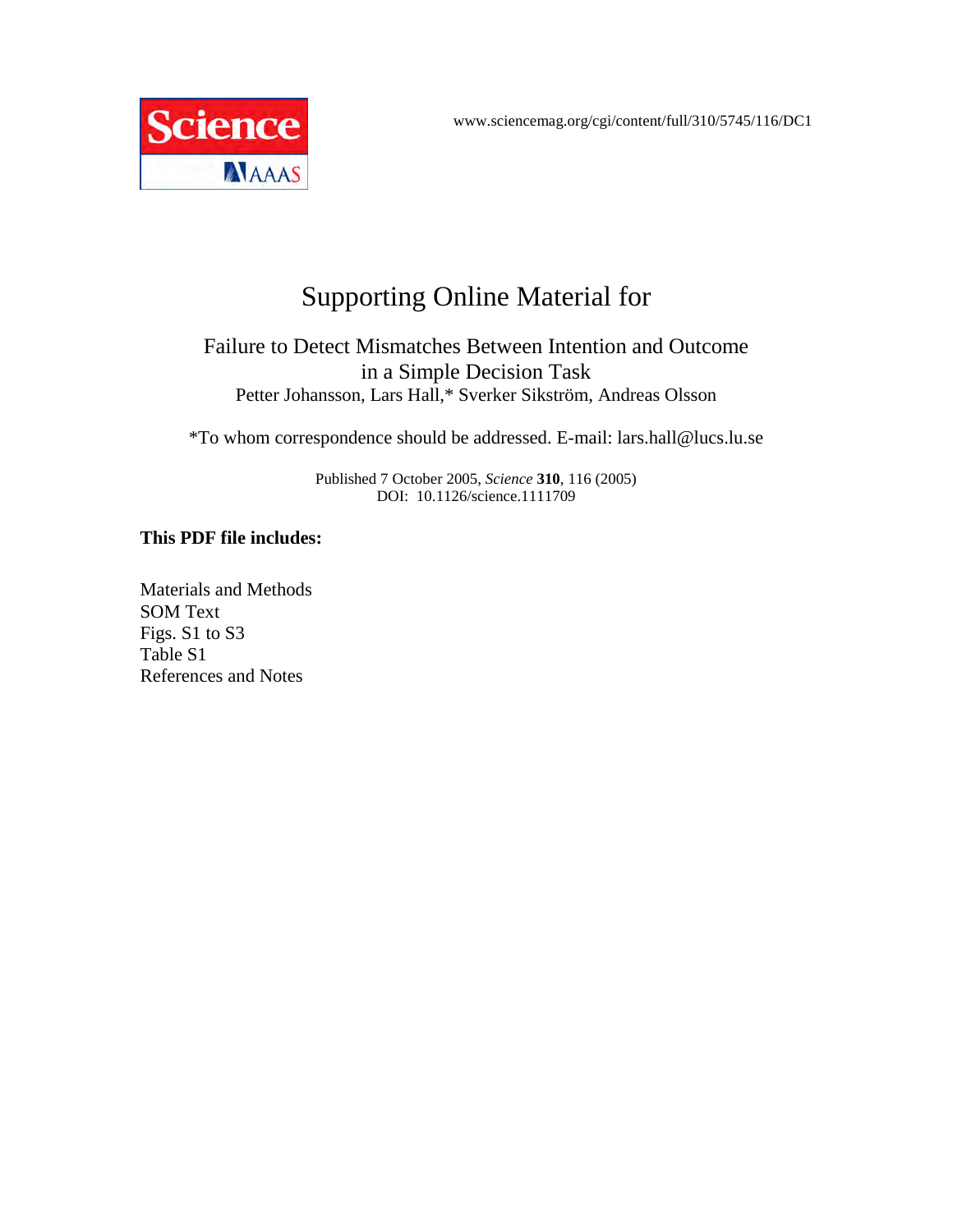www.sciencemag.org/cgi/content/full/310/5745/116/DC1

# Supporting Online Material for

## Failure to Detect Mismatches Between Intention and Outcome in a Simple Decision Task

Petter Johansson, Lars Hall,* Sverker Sikström, Andreas Olsson

*To whom correspondence should be addressed. E-mail: lars.hall@lucs.lu.se

Published 7 October 2005, *Science* **310**, 116 (2005)
DOI: 10.1126/science.1111709

**This PDF file includes:**

Materials and Methods
SOM Text
Figs. S1 to S3
Table S1
References and Notes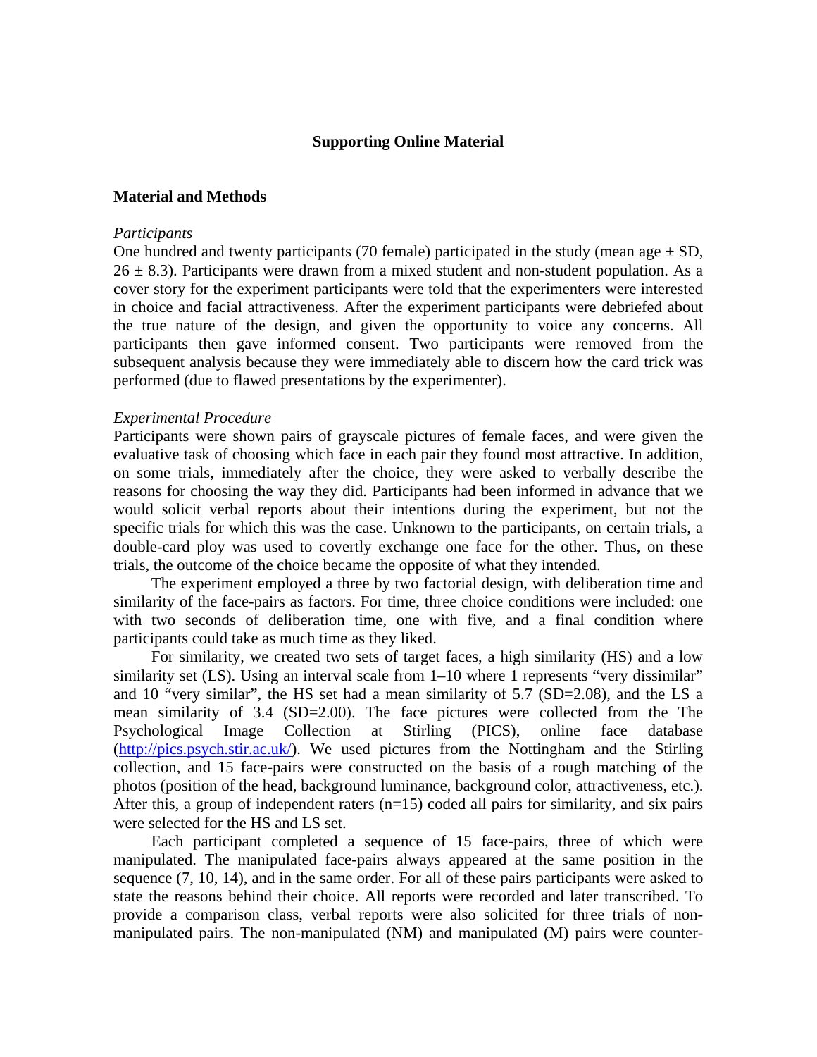# Supporting Online Material

## Material and Methods

*Participants*

One hundred and twenty participants (70 female) participated in the study (mean age ± SD, 26 ± 8.3). Participants were drawn from a mixed student and non-student population. As a cover story for the experiment participants were told that the experimenters were interested in choice and facial attractiveness. After the experiment participants were debriefed about the true nature of the design, and given the opportunity to voice any concerns. All participants then gave informed consent. Two participants were removed from the subsequent analysis because they were immediately able to discern how the card trick was performed (due to flawed presentations by the experimenter).

*Experimental Procedure*

Participants were shown pairs of grayscale pictures of female faces, and were given the evaluative task of choosing which face in each pair they found most attractive. In addition, on some trials, immediately after the choice, they were asked to verbally describe the reasons for choosing the way they did. Participants had been informed in advance that we would solicit verbal reports about their intentions during the experiment, but not the specific trials for which this was the case. Unknown to the participants, on certain trials, a double-card ploy was used to covertly exchange one face for the other. Thus, on these trials, the outcome of the choice became the opposite of what they intended.

The experiment employed a three by two factorial design, with deliberation time and similarity of the face-pairs as factors. For time, three choice conditions were included: one with two seconds of deliberation time, one with five, and a final condition where participants could take as much time as they liked.

For similarity, we created two sets of target faces, a high similarity (HS) and a low similarity set (LS). Using an interval scale from 1–10 where 1 represents "very dissimilar" and 10 "very similar", the HS set had a mean similarity of 5.7 (SD=2.08), and the LS a mean similarity of 3.4 (SD=2.00). The face pictures were collected from the The Psychological Image Collection at Stirling (PICS), online face database (http://pics.psych.stir.ac.uk/). We used pictures from the Nottingham and the Stirling collection, and 15 face-pairs were constructed on the basis of a rough matching of the photos (position of the head, background luminance, background color, attractiveness, etc.). After this, a group of independent raters (n=15) coded all pairs for similarity, and six pairs were selected for the HS and LS set.

Each participant completed a sequence of 15 face-pairs, three of which were manipulated. The manipulated face-pairs always appeared at the same position in the sequence (7, 10, 14), and in the same order. For all of these pairs participants were asked to state the reasons behind their choice. All reports were recorded and later transcribed. To provide a comparison class, verbal reports were also solicited for three trials of non-manipulated pairs. The non-manipulated (NM) and manipulated (M) pairs were counter-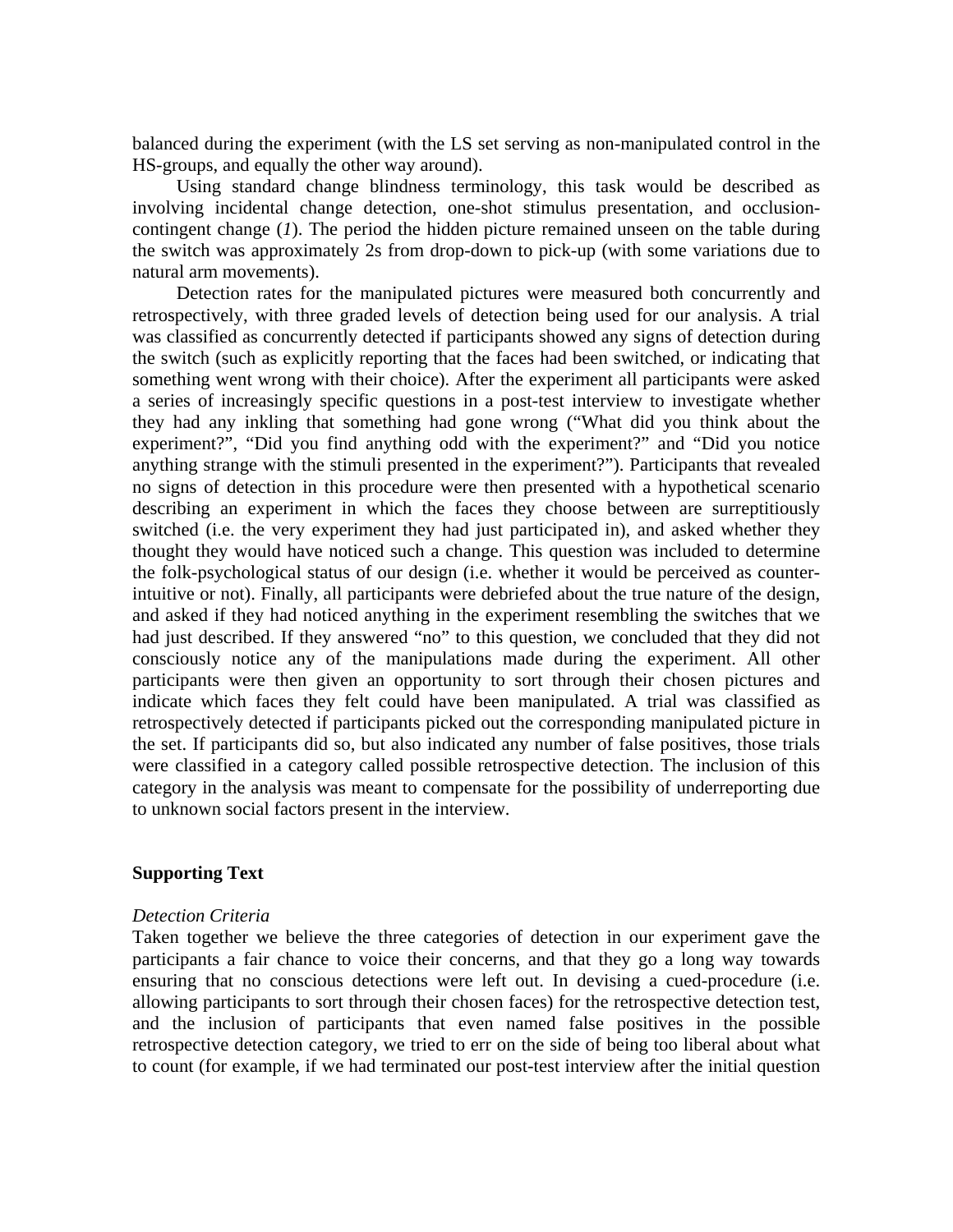balanced during the experiment (with the LS set serving as non-manipulated control in the HS-groups, and equally the other way around).

Using standard change blindness terminology, this task would be described as involving incidental change detection, one-shot stimulus presentation, and occlusion-contingent change (*1*). The period the hidden picture remained unseen on the table during the switch was approximately 2s from drop-down to pick-up (with some variations due to natural arm movements).

Detection rates for the manipulated pictures were measured both concurrently and retrospectively, with three graded levels of detection being used for our analysis. A trial was classified as concurrently detected if participants showed any signs of detection during the switch (such as explicitly reporting that the faces had been switched, or indicating that something went wrong with their choice). After the experiment all participants were asked a series of increasingly specific questions in a post-test interview to investigate whether they had any inkling that something had gone wrong ("What did you think about the experiment?", "Did you find anything odd with the experiment?" and "Did you notice anything strange with the stimuli presented in the experiment?"). Participants that revealed no signs of detection in this procedure were then presented with a hypothetical scenario describing an experiment in which the faces they choose between are surreptitiously switched (i.e. the very experiment they had just participated in), and asked whether they thought they would have noticed such a change. This question was included to determine the folk-psychological status of our design (i.e. whether it would be perceived as counter-intuitive or not). Finally, all participants were debriefed about the true nature of the design, and asked if they had noticed anything in the experiment resembling the switches that we had just described. If they answered "no" to this question, we concluded that they did not consciously notice any of the manipulations made during the experiment. All other participants were then given an opportunity to sort through their chosen pictures and indicate which faces they felt could have been manipulated. A trial was classified as retrospectively detected if participants picked out the corresponding manipulated picture in the set. If participants did so, but also indicated any number of false positives, those trials were classified in a category called possible retrospective detection. The inclusion of this category in the analysis was meant to compensate for the possibility of underreporting due to unknown social factors present in the interview.

## Supporting Text

*Detection Criteria*

Taken together we believe the three categories of detection in our experiment gave the participants a fair chance to voice their concerns, and that they go a long way towards ensuring that no conscious detections were left out. In devising a cued-procedure (i.e. allowing participants to sort through their chosen faces) for the retrospective detection test, and the inclusion of participants that even named false positives in the possible retrospective detection category, we tried to err on the side of being too liberal about what to count (for example, if we had terminated our post-test interview after the initial question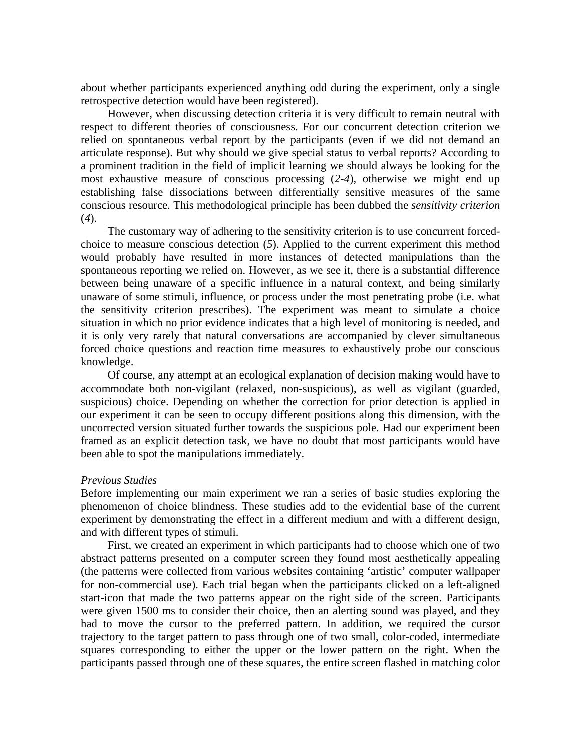about whether participants experienced anything odd during the experiment, only a single retrospective detection would have been registered).

However, when discussing detection criteria it is very difficult to remain neutral with respect to different theories of consciousness. For our concurrent detection criterion we relied on spontaneous verbal report by the participants (even if we did not demand an articulate response). But why should we give special status to verbal reports? According to a prominent tradition in the field of implicit learning we should always be looking for the most exhaustive measure of conscious processing (*2-4*), otherwise we might end up establishing false dissociations between differentially sensitive measures of the same conscious resource. This methodological principle has been dubbed the *sensitivity criterion* (*4*).

The customary way of adhering to the sensitivity criterion is to use concurrent forced-choice to measure conscious detection (*5*). Applied to the current experiment this method would probably have resulted in more instances of detected manipulations than the spontaneous reporting we relied on. However, as we see it, there is a substantial difference between being unaware of a specific influence in a natural context, and being similarly unaware of some stimuli, influence, or process under the most penetrating probe (i.e. what the sensitivity criterion prescribes). The experiment was meant to simulate a choice situation in which no prior evidence indicates that a high level of monitoring is needed, and it is only very rarely that natural conversations are accompanied by clever simultaneous forced choice questions and reaction time measures to exhaustively probe our conscious knowledge.

Of course, any attempt at an ecological explanation of decision making would have to accommodate both non-vigilant (relaxed, non-suspicious), as well as vigilant (guarded, suspicious) choice. Depending on whether the correction for prior detection is applied in our experiment it can be seen to occupy different positions along this dimension, with the uncorrected version situated further towards the suspicious pole. Had our experiment been framed as an explicit detection task, we have no doubt that most participants would have been able to spot the manipulations immediately.

*Previous Studies*

Before implementing our main experiment we ran a series of basic studies exploring the phenomenon of choice blindness. These studies add to the evidential base of the current experiment by demonstrating the effect in a different medium and with a different design, and with different types of stimuli.

First, we created an experiment in which participants had to choose which one of two abstract patterns presented on a computer screen they found most aesthetically appealing (the patterns were collected from various websites containing 'artistic' computer wallpaper for non-commercial use). Each trial began when the participants clicked on a left-aligned start-icon that made the two patterns appear on the right side of the screen. Participants were given 1500 ms to consider their choice, then an alerting sound was played, and they had to move the cursor to the preferred pattern. In addition, we required the cursor trajectory to the target pattern to pass through one of two small, color-coded, intermediate squares corresponding to either the upper or the lower pattern on the right. When the participants passed through one of these squares, the entire screen flashed in matching color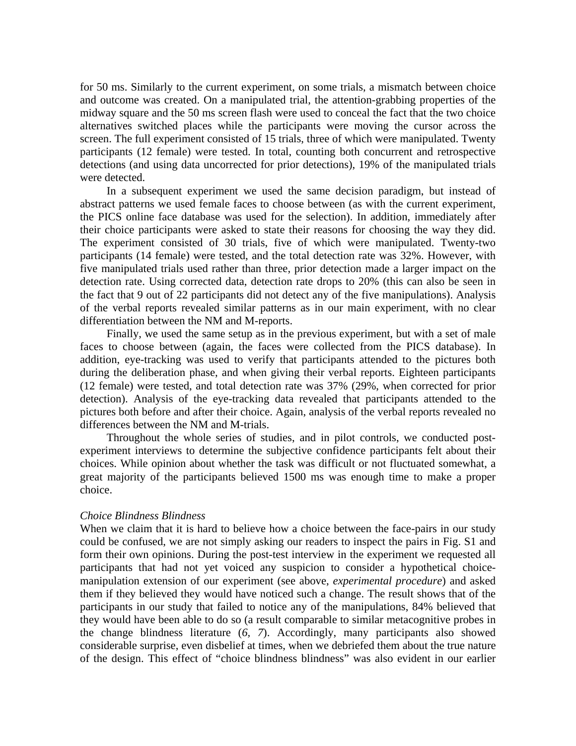for 50 ms. Similarly to the current experiment, on some trials, a mismatch between choice and outcome was created. On a manipulated trial, the attention-grabbing properties of the midway square and the 50 ms screen flash were used to conceal the fact that the two choice alternatives switched places while the participants were moving the cursor across the screen. The full experiment consisted of 15 trials, three of which were manipulated. Twenty participants (12 female) were tested. In total, counting both concurrent and retrospective detections (and using data uncorrected for prior detections), 19% of the manipulated trials were detected.

In a subsequent experiment we used the same decision paradigm, but instead of abstract patterns we used female faces to choose between (as with the current experiment, the PICS online face database was used for the selection). In addition, immediately after their choice participants were asked to state their reasons for choosing the way they did. The experiment consisted of 30 trials, five of which were manipulated. Twenty-two participants (14 female) were tested, and the total detection rate was 32%. However, with five manipulated trials used rather than three, prior detection made a larger impact on the detection rate. Using corrected data, detection rate drops to 20% (this can also be seen in the fact that 9 out of 22 participants did not detect any of the five manipulations). Analysis of the verbal reports revealed similar patterns as in our main experiment, with no clear differentiation between the NM and M-reports.

Finally, we used the same setup as in the previous experiment, but with a set of male faces to choose between (again, the faces were collected from the PICS database). In addition, eye-tracking was used to verify that participants attended to the pictures both during the deliberation phase, and when giving their verbal reports. Eighteen participants (12 female) were tested, and total detection rate was 37% (29%, when corrected for prior detection). Analysis of the eye-tracking data revealed that participants attended to the pictures both before and after their choice. Again, analysis of the verbal reports revealed no differences between the NM and M-trials.

Throughout the whole series of studies, and in pilot controls, we conducted post-experiment interviews to determine the subjective confidence participants felt about their choices. While opinion about whether the task was difficult or not fluctuated somewhat, a great majority of the participants believed 1500 ms was enough time to make a proper choice.

*Choice Blindness Blindness*

When we claim that it is hard to believe how a choice between the face-pairs in our study could be confused, we are not simply asking our readers to inspect the pairs in Fig. S1 and form their own opinions. During the post-test interview in the experiment we requested all participants that had not yet voiced any suspicion to consider a hypothetical choice-manipulation extension of our experiment (see above, *experimental procedure*) and asked them if they believed they would have noticed such a change. The result shows that of the participants in our study that failed to notice any of the manipulations, 84% believed that they would have been able to do so (a result comparable to similar metacognitive probes in the change blindness literature (*6*, *7*). Accordingly, many participants also showed considerable surprise, even disbelief at times, when we debriefed them about the true nature of the design. This effect of "choice blindness blindness" was also evident in our earlier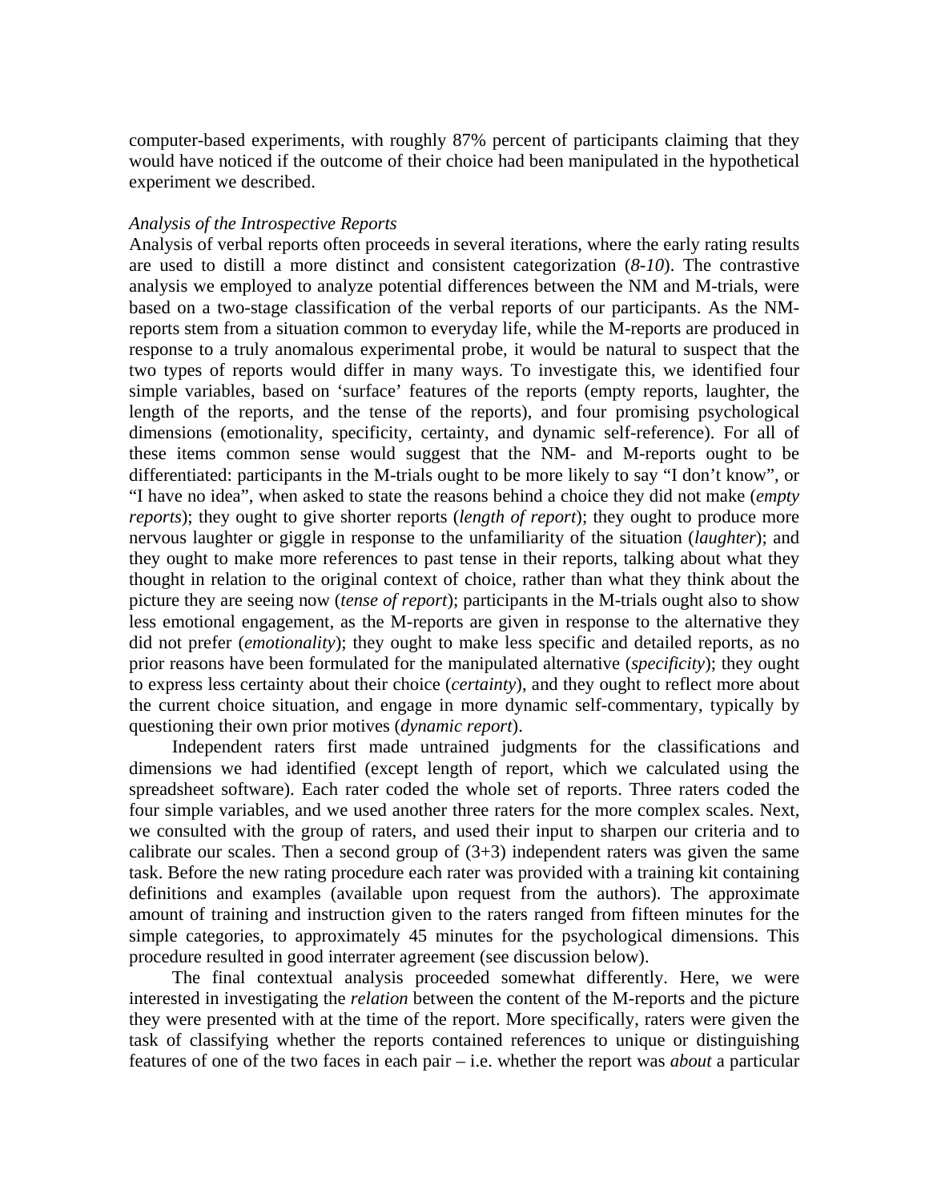computer-based experiments, with roughly 87% percent of participants claiming that they would have noticed if the outcome of their choice had been manipulated in the hypothetical experiment we described.

*Analysis of the Introspective Reports*

Analysis of verbal reports often proceeds in several iterations, where the early rating results are used to distill a more distinct and consistent categorization (*8-10*). The contrastive analysis we employed to analyze potential differences between the NM and M-trials, were based on a two-stage classification of the verbal reports of our participants. As the NM-reports stem from a situation common to everyday life, while the M-reports are produced in response to a truly anomalous experimental probe, it would be natural to suspect that the two types of reports would differ in many ways. To investigate this, we identified four simple variables, based on 'surface' features of the reports (empty reports, laughter, the length of the reports, and the tense of the reports), and four promising psychological dimensions (emotionality, specificity, certainty, and dynamic self-reference). For all of these items common sense would suggest that the NM- and M-reports ought to be differentiated: participants in the M-trials ought to be more likely to say "I don't know", or "I have no idea", when asked to state the reasons behind a choice they did not make (*empty reports*); they ought to give shorter reports (*length of report*); they ought to produce more nervous laughter or giggle in response to the unfamiliarity of the situation (*laughter*); and they ought to make more references to past tense in their reports, talking about what they thought in relation to the original context of choice, rather than what they think about the picture they are seeing now (*tense of report*); participants in the M-trials ought also to show less emotional engagement, as the M-reports are given in response to the alternative they did not prefer (*emotionality*); they ought to make less specific and detailed reports, as no prior reasons have been formulated for the manipulated alternative (*specificity*); they ought to express less certainty about their choice (*certainty*), and they ought to reflect more about the current choice situation, and engage in more dynamic self-commentary, typically by questioning their own prior motives (*dynamic report*).

Independent raters first made untrained judgments for the classifications and dimensions we had identified (except length of report, which we calculated using the spreadsheet software). Each rater coded the whole set of reports. Three raters coded the four simple variables, and we used another three raters for the more complex scales. Next, we consulted with the group of raters, and used their input to sharpen our criteria and to calibrate our scales. Then a second group of (3+3) independent raters was given the same task. Before the new rating procedure each rater was provided with a training kit containing definitions and examples (available upon request from the authors). The approximate amount of training and instruction given to the raters ranged from fifteen minutes for the simple categories, to approximately 45 minutes for the psychological dimensions. This procedure resulted in good interrater agreement (see discussion below).

The final contextual analysis proceeded somewhat differently. Here, we were interested in investigating the *relation* between the content of the M-reports and the picture they were presented with at the time of the report. More specifically, raters were given the task of classifying whether the reports contained references to unique or distinguishing features of one of the two faces in each pair – i.e. whether the report was *about* a particular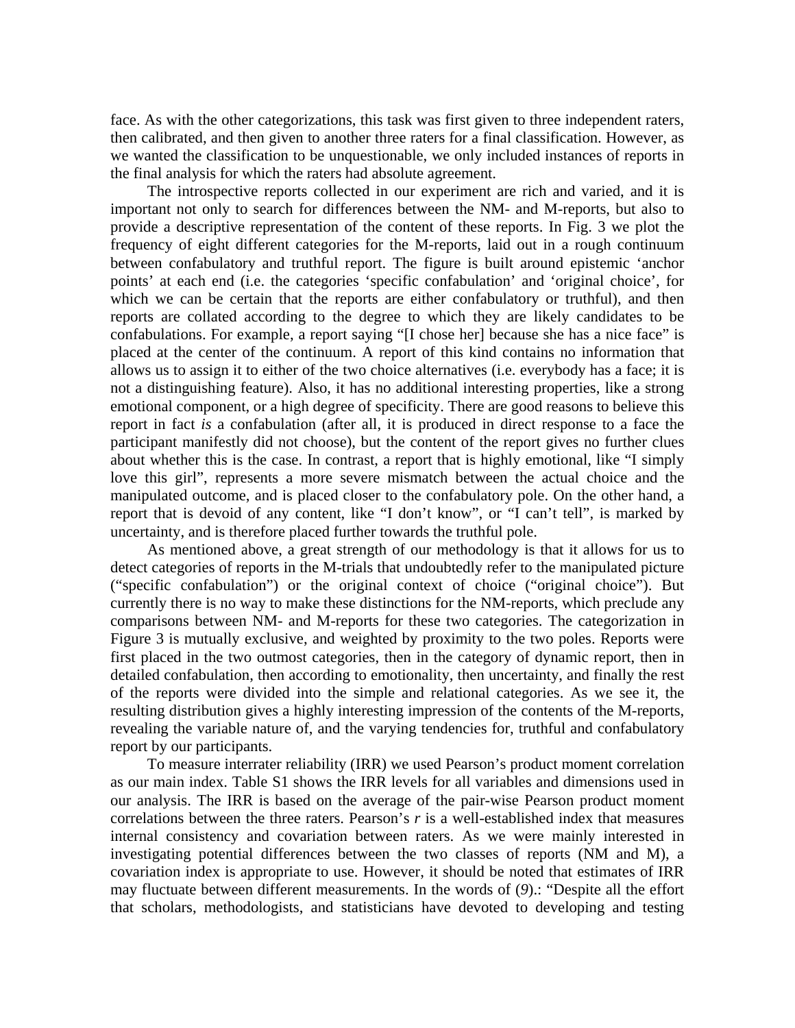face. As with the other categorizations, this task was first given to three independent raters, then calibrated, and then given to another three raters for a final classification. However, as we wanted the classification to be unquestionable, we only included instances of reports in the final analysis for which the raters had absolute agreement.

The introspective reports collected in our experiment are rich and varied, and it is important not only to search for differences between the NM- and M-reports, but also to provide a descriptive representation of the content of these reports. In Fig. 3 we plot the frequency of eight different categories for the M-reports, laid out in a rough continuum between confabulatory and truthful report. The figure is built around epistemic 'anchor points' at each end (i.e. the categories 'specific confabulation' and 'original choice', for which we can be certain that the reports are either confabulatory or truthful), and then reports are collated according to the degree to which they are likely candidates to be confabulations. For example, a report saying "[I chose her] because she has a nice face" is placed at the center of the continuum. A report of this kind contains no information that allows us to assign it to either of the two choice alternatives (i.e. everybody has a face; it is not a distinguishing feature). Also, it has no additional interesting properties, like a strong emotional component, or a high degree of specificity. There are good reasons to believe this report in fact *is* a confabulation (after all, it is produced in direct response to a face the participant manifestly did not choose), but the content of the report gives no further clues about whether this is the case. In contrast, a report that is highly emotional, like "I simply love this girl", represents a more severe mismatch between the actual choice and the manipulated outcome, and is placed closer to the confabulatory pole. On the other hand, a report that is devoid of any content, like "I don't know", or "I can't tell", is marked by uncertainty, and is therefore placed further towards the truthful pole.

As mentioned above, a great strength of our methodology is that it allows for us to detect categories of reports in the M-trials that undoubtedly refer to the manipulated picture ("specific confabulation") or the original context of choice ("original choice"). But currently there is no way to make these distinctions for the NM-reports, which preclude any comparisons between NM- and M-reports for these two categories. The categorization in Figure 3 is mutually exclusive, and weighted by proximity to the two poles. Reports were first placed in the two outmost categories, then in the category of dynamic report, then in detailed confabulation, then according to emotionality, then uncertainty, and finally the rest of the reports were divided into the simple and relational categories. As we see it, the resulting distribution gives a highly interesting impression of the contents of the M-reports, revealing the variable nature of, and the varying tendencies for, truthful and confabulatory report by our participants.

To measure interrater reliability (IRR) we used Pearson's product moment correlation as our main index. Table S1 shows the IRR levels for all variables and dimensions used in our analysis. The IRR is based on the average of the pair-wise Pearson product moment correlations between the three raters. Pearson's $r$ is a well-established index that measures internal consistency and covariation between raters. As we were mainly interested in investigating potential differences between the two classes of reports (NM and M), a covariation index is appropriate to use. However, it should be noted that estimates of IRR may fluctuate between different measurements. In the words of (*9*).: "Despite all the effort that scholars, methodologists, and statisticians have devoted to developing and testing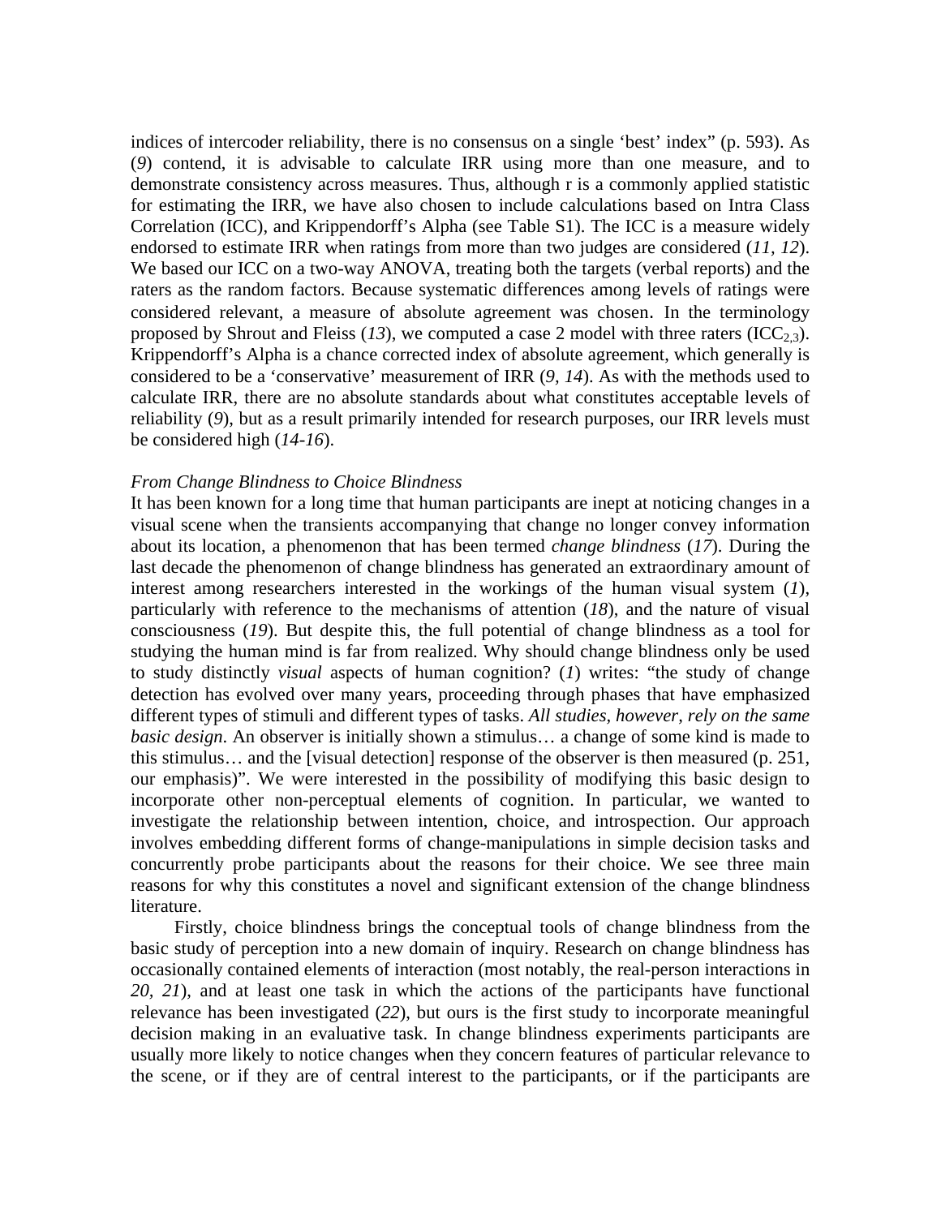indices of intercoder reliability, there is no consensus on a single 'best' index" (p. 593). As (*9*) contend, it is advisable to calculate IRR using more than one measure, and to demonstrate consistency across measures. Thus, although r is a commonly applied statistic for estimating the IRR, we have also chosen to include calculations based on Intra Class Correlation (ICC), and Krippendorff's Alpha (see Table S1). The ICC is a measure widely endorsed to estimate IRR when ratings from more than two judges are considered (*11, 12*). We based our ICC on a two-way ANOVA, treating both the targets (verbal reports) and the raters as the random factors. Because systematic differences among levels of ratings were considered relevant, a measure of absolute agreement was chosen. In the terminology proposed by Shrout and Fleiss (*13*), we computed a case 2 model with three raters ($ICC_{2,3}$). Krippendorff's Alpha is a chance corrected index of absolute agreement, which generally is considered to be a 'conservative' measurement of IRR (*9, 14*). As with the methods used to calculate IRR, there are no absolute standards about what constitutes acceptable levels of reliability (*9*), but as a result primarily intended for research purposes, our IRR levels must be considered high (*14-16*).

*From Change Blindness to Choice Blindness*

It has been known for a long time that human participants are inept at noticing changes in a visual scene when the transients accompanying that change no longer convey information about its location, a phenomenon that has been termed *change blindness* (*17*). During the last decade the phenomenon of change blindness has generated an extraordinary amount of interest among researchers interested in the workings of the human visual system (*1*), particularly with reference to the mechanisms of attention (*18*), and the nature of visual consciousness (*19*). But despite this, the full potential of change blindness as a tool for studying the human mind is far from realized. Why should change blindness only be used to study distinctly *visual* aspects of human cognition? (*1*) writes: "the study of change detection has evolved over many years, proceeding through phases that have emphasized different types of stimuli and different types of tasks. *All studies, however, rely on the same basic design*. An observer is initially shown a stimulus… a change of some kind is made to this stimulus… and the [visual detection] response of the observer is then measured (p. 251, our emphasis)". We were interested in the possibility of modifying this basic design to incorporate other non-perceptual elements of cognition. In particular, we wanted to investigate the relationship between intention, choice, and introspection. Our approach involves embedding different forms of change-manipulations in simple decision tasks and concurrently probe participants about the reasons for their choice. We see three main reasons for why this constitutes a novel and significant extension of the change blindness literature.

Firstly, choice blindness brings the conceptual tools of change blindness from the basic study of perception into a new domain of inquiry. Research on change blindness has occasionally contained elements of interaction (most notably, the real-person interactions in *20, 21*), and at least one task in which the actions of the participants have functional relevance has been investigated (*22*), but ours is the first study to incorporate meaningful decision making in an evaluative task. In change blindness experiments participants are usually more likely to notice changes when they concern features of particular relevance to the scene, or if they are of central interest to the participants, or if the participants are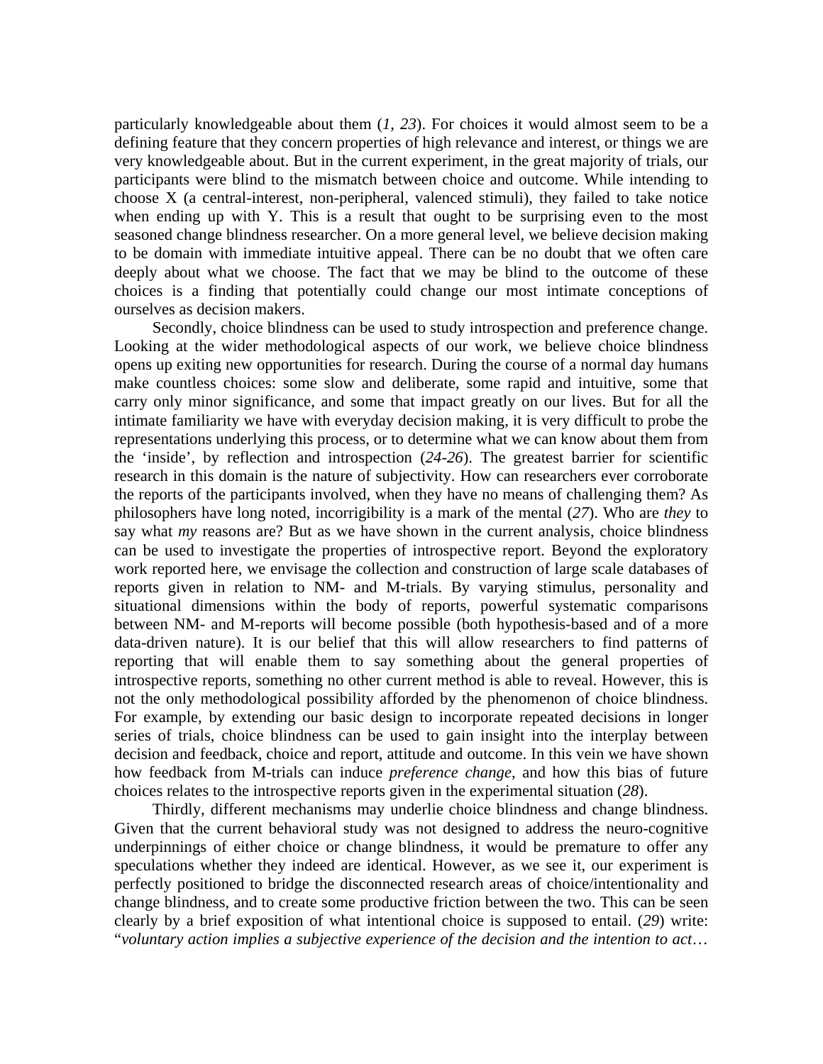particularly knowledgeable about them (*1, 23*). For choices it would almost seem to be a defining feature that they concern properties of high relevance and interest, or things we are very knowledgeable about. But in the current experiment, in the great majority of trials, our participants were blind to the mismatch between choice and outcome. While intending to choose X (a central-interest, non-peripheral, valenced stimuli), they failed to take notice when ending up with Y. This is a result that ought to be surprising even to the most seasoned change blindness researcher. On a more general level, we believe decision making to be domain with immediate intuitive appeal. There can be no doubt that we often care deeply about what we choose. The fact that we may be blind to the outcome of these choices is a finding that potentially could change our most intimate conceptions of ourselves as decision makers.

Secondly, choice blindness can be used to study introspection and preference change. Looking at the wider methodological aspects of our work, we believe choice blindness opens up exiting new opportunities for research. During the course of a normal day humans make countless choices: some slow and deliberate, some rapid and intuitive, some that carry only minor significance, and some that impact greatly on our lives. But for all the intimate familiarity we have with everyday decision making, it is very difficult to probe the representations underlying this process, or to determine what we can know about them from the 'inside', by reflection and introspection (*24-26*). The greatest barrier for scientific research in this domain is the nature of subjectivity. How can researchers ever corroborate the reports of the participants involved, when they have no means of challenging them? As philosophers have long noted, incorrigibility is a mark of the mental (*27*). Who are *they* to say what *my* reasons are? But as we have shown in the current analysis, choice blindness can be used to investigate the properties of introspective report. Beyond the exploratory work reported here, we envisage the collection and construction of large scale databases of reports given in relation to NM- and M-trials. By varying stimulus, personality and situational dimensions within the body of reports, powerful systematic comparisons between NM- and M-reports will become possible (both hypothesis-based and of a more data-driven nature). It is our belief that this will allow researchers to find patterns of reporting that will enable them to say something about the general properties of introspective reports, something no other current method is able to reveal. However, this is not the only methodological possibility afforded by the phenomenon of choice blindness. For example, by extending our basic design to incorporate repeated decisions in longer series of trials, choice blindness can be used to gain insight into the interplay between decision and feedback, choice and report, attitude and outcome. In this vein we have shown how feedback from M-trials can induce *preference change*, and how this bias of future choices relates to the introspective reports given in the experimental situation (*28*).

Thirdly, different mechanisms may underlie choice blindness and change blindness. Given that the current behavioral study was not designed to address the neuro-cognitive underpinnings of either choice or change blindness, it would be premature to offer any speculations whether they indeed are identical. However, as we see it, our experiment is perfectly positioned to bridge the disconnected research areas of choice/intentionality and change blindness, and to create some productive friction between the two. This can be seen clearly by a brief exposition of what intentional choice is supposed to entail. (*29*) write: "*voluntary action implies a subjective experience of the decision and the intention to act*…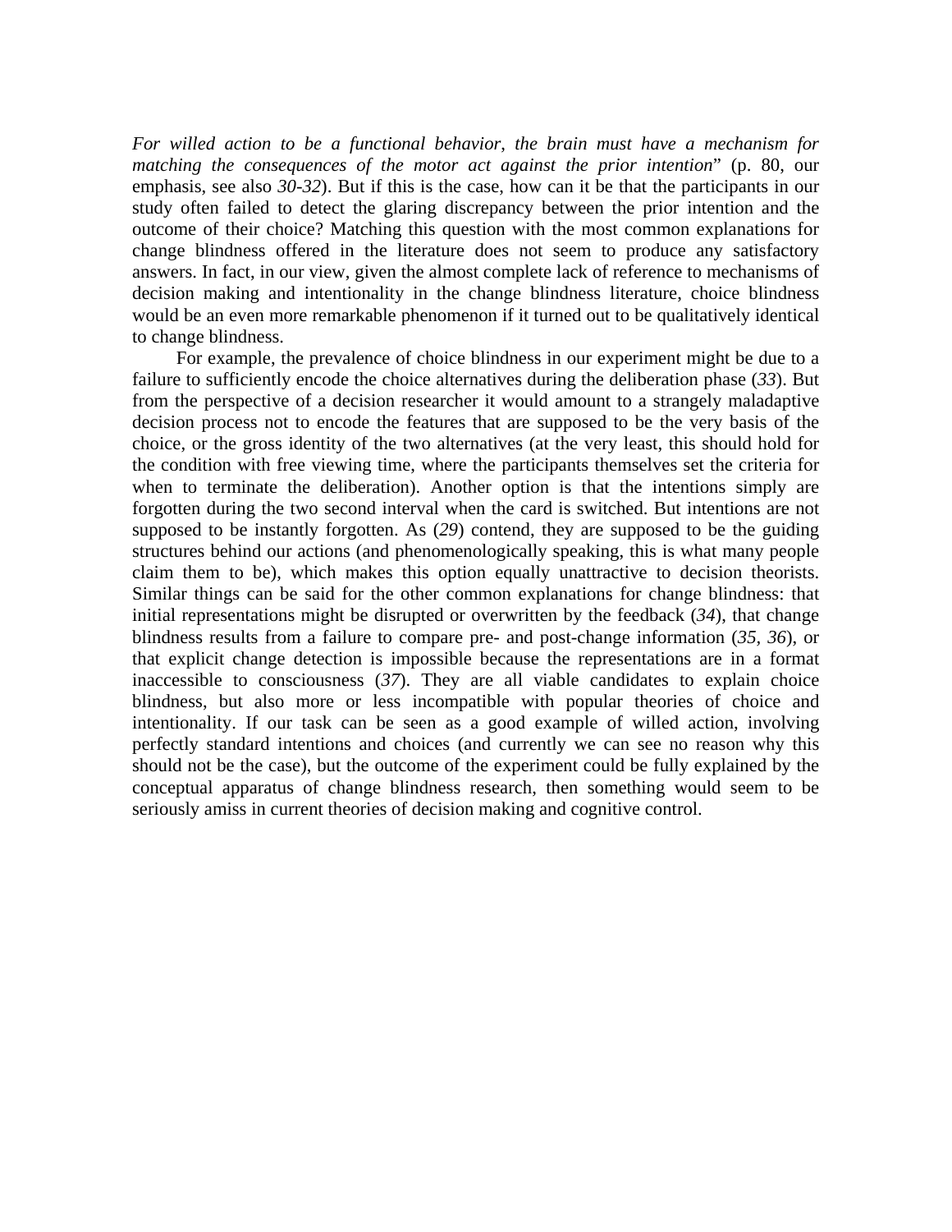*For willed action to be a functional behavior, the brain must have a mechanism for matching the consequences of the motor act against the prior intention*" (p. 80, our emphasis, see also *30-32*). But if this is the case, how can it be that the participants in our study often failed to detect the glaring discrepancy between the prior intention and the outcome of their choice? Matching this question with the most common explanations for change blindness offered in the literature does not seem to produce any satisfactory answers. In fact, in our view, given the almost complete lack of reference to mechanisms of decision making and intentionality in the change blindness literature, choice blindness would be an even more remarkable phenomenon if it turned out to be qualitatively identical to change blindness.

For example, the prevalence of choice blindness in our experiment might be due to a failure to sufficiently encode the choice alternatives during the deliberation phase (*33*). But from the perspective of a decision researcher it would amount to a strangely maladaptive decision process not to encode the features that are supposed to be the very basis of the choice, or the gross identity of the two alternatives (at the very least, this should hold for the condition with free viewing time, where the participants themselves set the criteria for when to terminate the deliberation). Another option is that the intentions simply are forgotten during the two second interval when the card is switched. But intentions are not supposed to be instantly forgotten. As (*29*) contend, they are supposed to be the guiding structures behind our actions (and phenomenologically speaking, this is what many people claim them to be), which makes this option equally unattractive to decision theorists. Similar things can be said for the other common explanations for change blindness: that initial representations might be disrupted or overwritten by the feedback (*34*), that change blindness results from a failure to compare pre- and post-change information (*35*, *36*), or that explicit change detection is impossible because the representations are in a format inaccessible to consciousness (*37*). They are all viable candidates to explain choice blindness, but also more or less incompatible with popular theories of choice and intentionality. If our task can be seen as a good example of willed action, involving perfectly standard intentions and choices (and currently we can see no reason why this should not be the case), but the outcome of the experiment could be fully explained by the conceptual apparatus of change blindness research, then something would seem to be seriously amiss in current theories of decision making and cognitive control.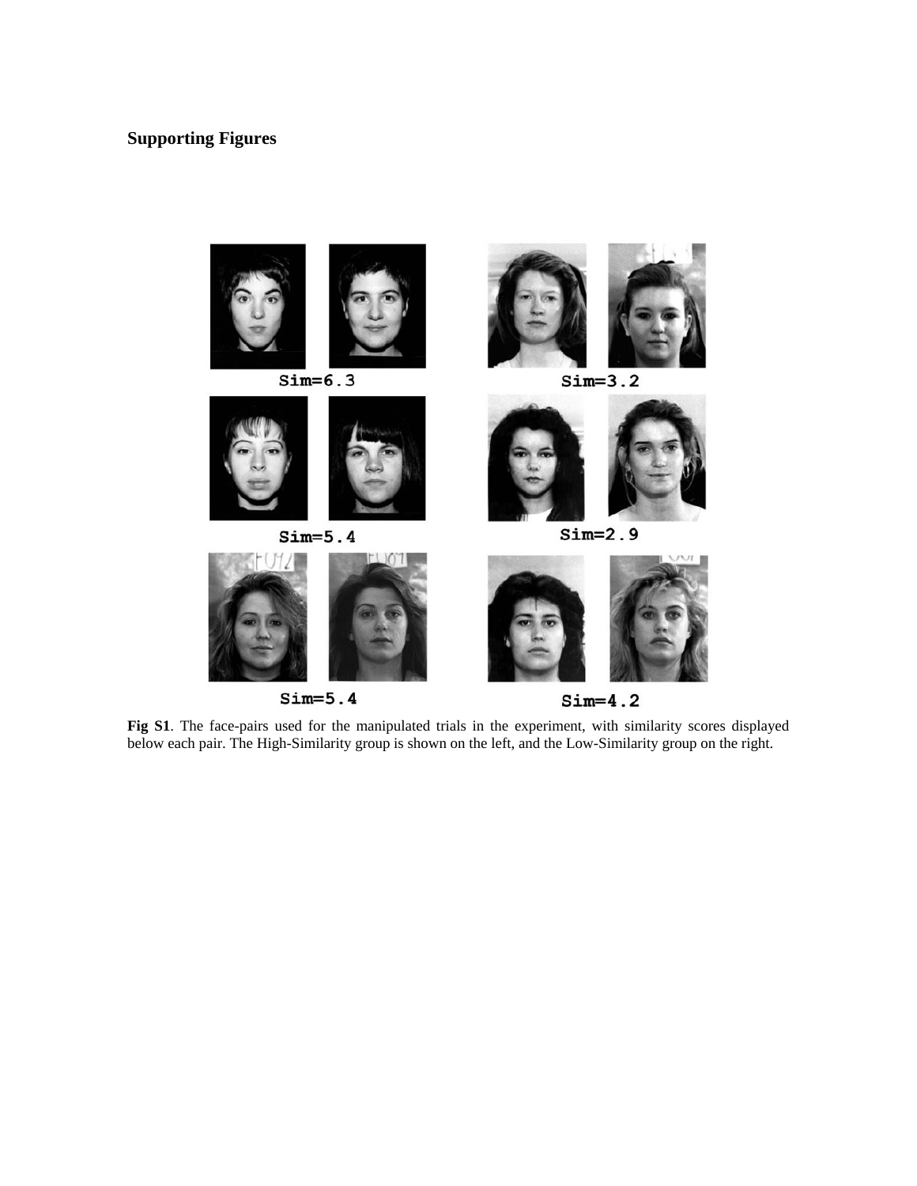## Supporting Figures

**Fig S1**. The face-pairs used for the manipulated trials in the experiment, with similarity scores displayed below each pair. The High-Similarity group is shown on the left, and the Low-Similarity group on the right.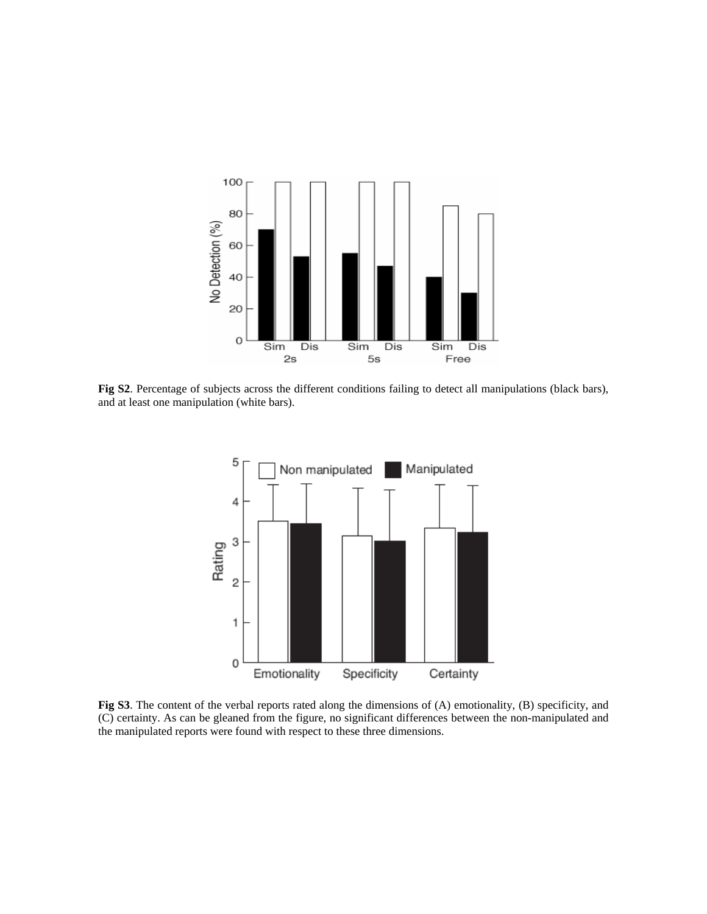**Fig S2**. Percentage of subjects across the different conditions failing to detect all manipulations (black bars), and at least one manipulation (white bars).

**Fig S3**. The content of the verbal reports rated along the dimensions of (A) emotionality, (B) specificity, and (C) certainty. As can be gleaned from the figure, no significant differences between the non-manipulated and the manipulated reports were found with respect to these three dimensions.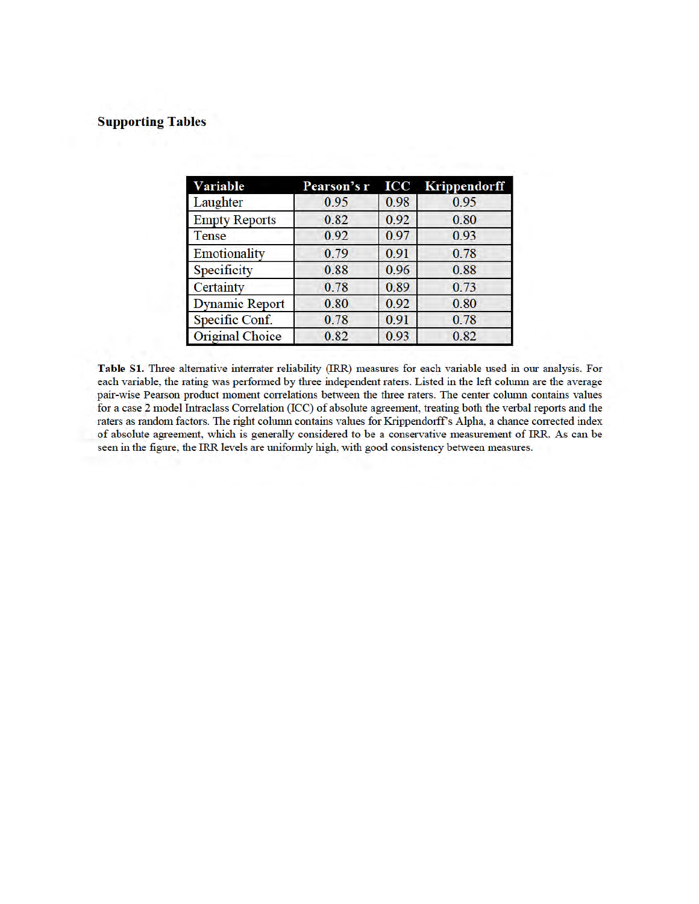## Supporting Tables

| Variable | Pearson's r | ICC | Krippendorff |
|---|---|---|---|
| Laughter | 0.95 | 0.98 | 0.95 |
| Empty Reports | 0.82 | 0.92 | 0.80 |
| Tense | 0.92 | 0.97 | 0.93 |
| Emotionality | 0.79 | 0.91 | 0.78 |
| Specificity | 0.88 | 0.96 | 0.88 |
| Certainty | 0.78 | 0.89 | 0.73 |
| Dynamic Report | 0.80 | 0.92 | 0.80 |
| Specific Conf. | 0.78 | 0.91 | 0.78 |
| Original Choice | 0.82 | 0.93 | 0.82 |

**Table S1.** Three alternative interrater reliability (IRR) measures for each variable used in our analysis. For each variable, the rating was performed by three independent raters. Listed in the left column are the average pair-wise Pearson product moment correlations between the three raters. The center column contains values for a case 2 model Intraclass Correlation (ICC) of absolute agreement, treating both the verbal reports and the raters as random factors. The right column contains values for Krippendorff's Alpha, a chance corrected index of absolute agreement, which is generally considered to be a conservative measurement of IRR. As can be seen in the figure, the IRR levels are uniformly high, with good consistency between measures.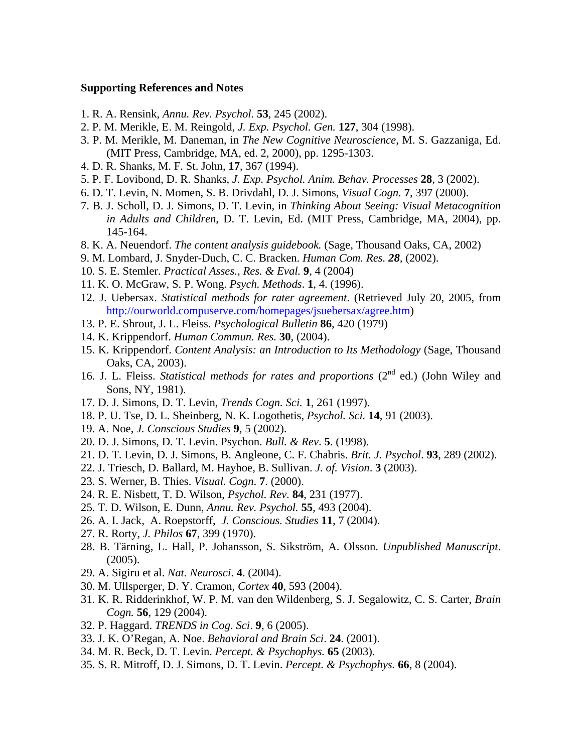**Supporting References and Notes**

1. R. A. Rensink, *Annu. Rev. Psychol.* **53**, 245 (2002).
2. P. M. Merikle, E. M. Reingold, *J. Exp. Psychol. Gen.* **127**, 304 (1998).
3. P. M. Merikle, M. Daneman, in *The New Cognitive Neuroscience*, M. S. Gazzaniga, Ed. (MIT Press, Cambridge, MA, ed. 2, 2000), pp. 1295-1303.
4. D. R. Shanks, M. F. St. John, **17**, 367 (1994).
5. P. F. Lovibond, D. R. Shanks, *J. Exp. Psychol. Anim. Behav. Processes* **28**, 3 (2002).
6. D. T. Levin, N. Momen, S. B. Drivdahl, D. J. Simons, *Visual Cogn.* **7**, 397 (2000).
7. B. J. Scholl, D. J. Simons, D. T. Levin, in *Thinking About Seeing: Visual Metacognition in Adults and Children*, D. T. Levin, Ed. (MIT Press, Cambridge, MA, 2004), pp. 145-164.
8. K. A. Neuendorf. *The content analysis guidebook.* (Sage, Thousand Oaks, CA, 2002)
9. M. Lombard, J. Snyder-Duch, C. C. Bracken. *Human Com. Res. **28***, (2002).
10. S. E. Stemler. *Practical Asses., Res. & Eval.* **9**, 4 (2004)
11. K. O. McGraw, S. P. Wong. *Psych. Methods*. **1**, 4. (1996).
12. J. Uebersax. *Statistical methods for rater agreement*. (Retrieved July 20, 2005, from http://ourworld.compuserve.com/homepages/jsuebersax/agree.htm)
13. P. E. Shrout, J. L. Fleiss. *Psychological Bulletin* **86**, 420 (1979)
14. K. Krippendorf. *Human Commun. Res.* **30**, (2004).
15. K. Krippendorf. *Content Analysis: an Introduction to Its Methodology* (Sage, Thousand Oaks, CA, 2003).
16. J. L. Fleiss. *Statistical methods for rates and proportions* (2nd ed.) (John Wiley and Sons, NY, 1981).
17. D. J. Simons, D. T. Levin, *Trends Cogn. Sci.* **1**, 261 (1997).
18. P. U. Tse, D. L. Sheinberg, N. K. Logothetis, *Psychol. Sci.* **14**, 91 (2003).
19. A. Noe, *J. Conscious Studies* **9**, 5 (2002).
20. D. J. Simons, D. T. Levin. Psychon. *Bull. & Rev*. **5**. (1998).
21. D. T. Levin, D. J. Simons, B. Angleone, C. F. Chabris. *Brit. J. Psychol*. **93**, 289 (2002).
22. J. Triesch, D. Ballard, M. Hayhoe, B. Sullivan. *J. of. Vision*. **3** (2003).
23. S. Werner, B. Thies. *Visual. Cogn*. **7**. (2000).
24. R. E. Nisbett, T. D. Wilson, *Psychol. Rev*. **84**, 231 (1977).
25. T. D. Wilson, E. Dunn, *Annu. Rev. Psychol.* **55**, 493 (2004).
26. A. I. Jack, A. Roepstorff, *J. Conscious. Studies* **11**, 7 (2004).
27. R. Rorty, *J. Philos* **67**, 399 (1970).
28. B. Tärning, L. Hall, P. Johansson, S. Sikström, A. Olsson. *Unpublished Manuscript*. (2005).
29. A. Sigiru et al. *Nat. Neurosci*. **4**. (2004).
30. M. Ullsperger, D. Y. Cramon, *Cortex* **40**, 593 (2004).
31. K. R. Ridderinkhof, W. P. M. van den Wildenberg, S. J. Segalowitz, C. S. Carter, *Brain Cogn.* **56**, 129 (2004).
32. P. Haggard. *TRENDS in Cog. Sci*. **9**, 6 (2005).
33. J. K. O'Regan, A. Noe. *Behavioral and Brain Sci*. **24**. (2001).
34. M. R. Beck, D. T. Levin. *Percept. & Psychophys.* **65** (2003).
35. S. R. Mitroff, D. J. Simons, D. T. Levin. *Percept. & Psychophys.* **66**, 8 (2004).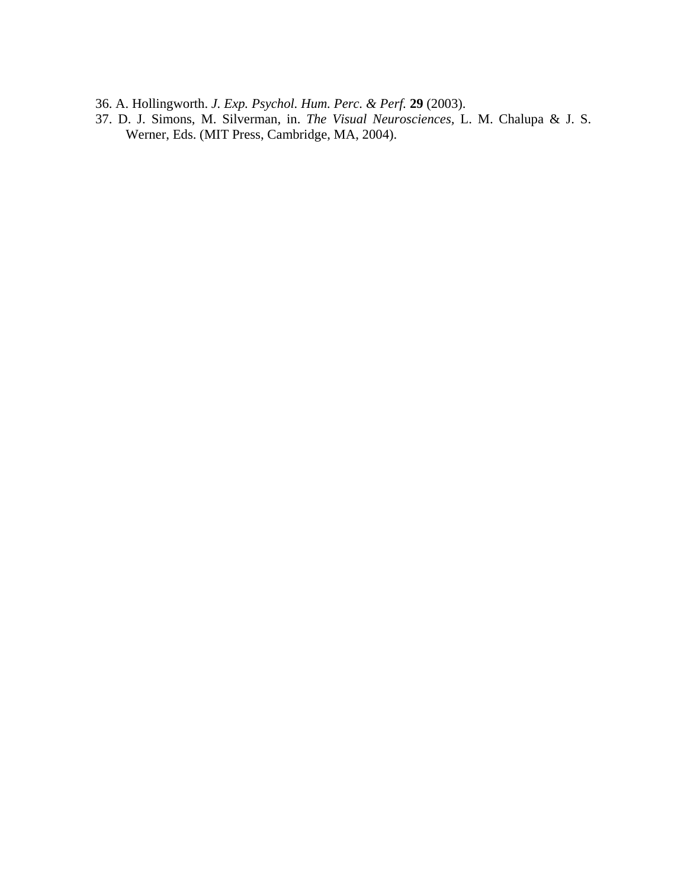36. A. Hollingworth. *J. Exp. Psychol. Hum. Perc. & Perf.* **29** (2003).

37. D. J. Simons, M. Silverman, in. *The Visual Neurosciences*, L. M. Chalupa & J. S. Werner, Eds. (MIT Press, Cambridge, MA, 2004).